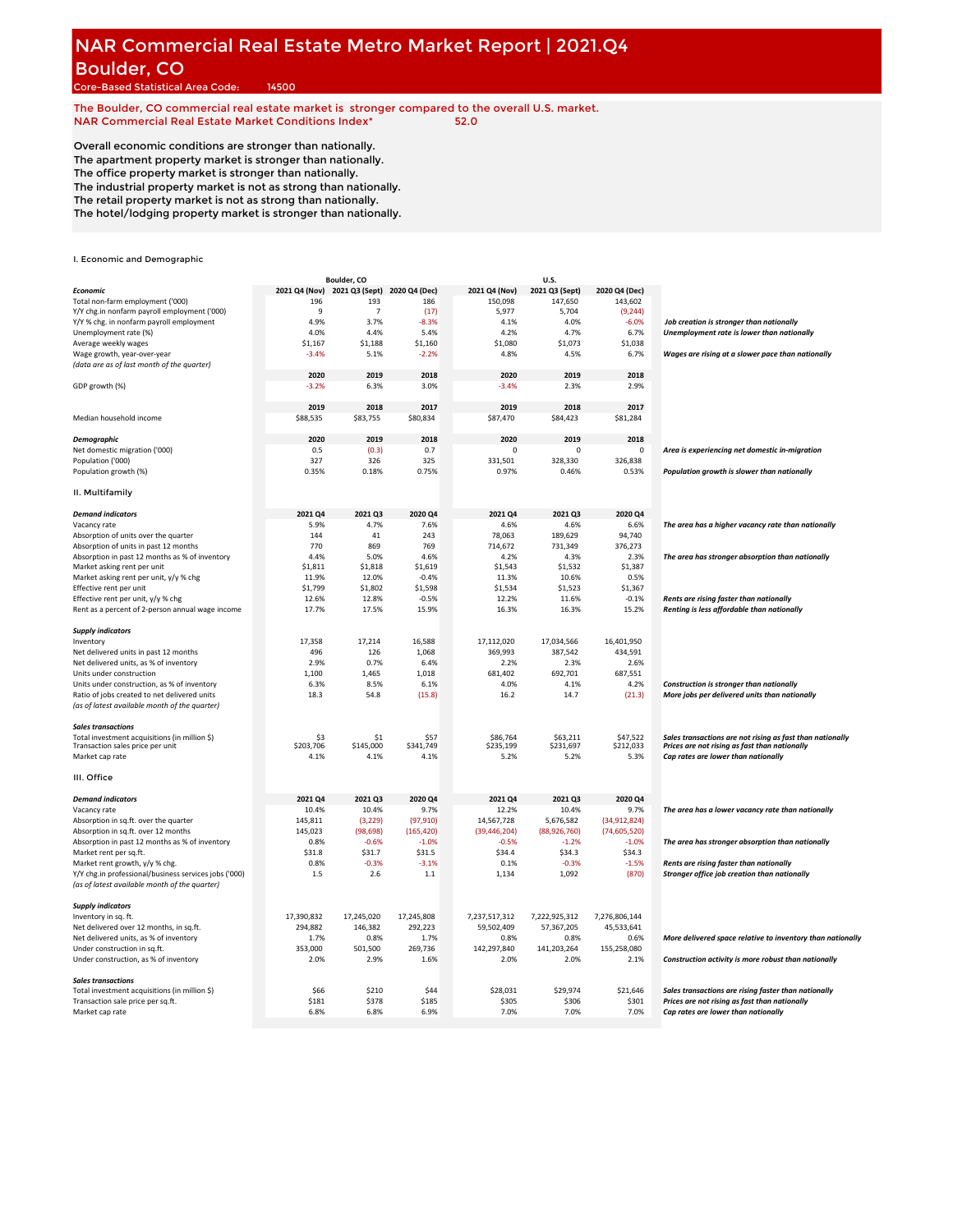# NAR Commercial Real Estate Metro Market Report | 2021.Q4

# Boulder, CO

Core-Based Statistical Area Code: 14500

The Boulder, CO commercial real estate market is stronger compared to the overall U.S. market.
NAR Commercial Real Estate Market Conditions Index* 52.0

Overall economic conditions are stronger than nationally.
The apartment property market is stronger than nationally.
The office property market is stronger than nationally.
The industrial property market is not as strong than nationally.
The retail property market is not as strong than nationally.
The hotel/lodging property market is stronger than nationally.

## I. Economic and Demographic

| | Boulder, CO | | | U.S. | | | |
|---|---|---|---|---|---|---|---|
| ***Economic*** | **2021 Q4 (Nov)** | **2021 Q3 (Sept)** | **2020 Q4 (Dec)** | **2021 Q4 (Nov)** | **2021 Q3 (Sept)** | **2020 Q4 (Dec)** | |
| Total non-farm employment ('000) | 196 | 193 | 186 | 150,098 | 147,650 | 143,602 | |
| Y/Y chg.in nonfarm payroll employment ('000) | 9 | 7 | (17) | 5,977 | 5,704 | (9,244) | |
| Y/Y % chg. in nonfarm payroll employment | 4.9% | 3.7% | -8.3% | 4.1% | 4.0% | -6.0% | *Job creation is stronger than nationally* |
| Unemployment rate (%) | 4.0% | 4.4% | 5.4% | 4.2% | 4.7% | 6.7% | *Unemployment rate is lower than nationally* |
| Average weekly wages | $1,167 | $1,188 | $1,160 | $1,080 | $1,073 | $1,038 | |
| Wage growth, year-over-year | -3.4% | 5.1% | -2.2% | 4.8% | 4.5% | 6.7% | *Wages are rising at a slower pace than nationally* |
| *(data are as of last month of the quarter)* | | | | | | | |
| | **2020** | **2019** | **2018** | **2020** | **2019** | **2018** | |
| GDP growth (%) | -3.2% | 6.3% | 3.0% | -3.4% | 2.3% | 2.9% | |
| | **2019** | **2018** | **2017** | **2019** | **2018** | **2017** | |
| Median household income | $88,535 | $83,755 | $80,834 | $87,470 | $84,423 | $81,284 | |
| ***Demographic*** | **2020** | **2019** | **2018** | **2020** | **2019** | **2018** | |
| Net domestic migration ('000) | 0.5 | (0.3) | 0.7 | 0 | 0 | 0 | *Area is experiencing net domestic in-migration* |
| Population ('000) | 327 | 326 | 325 | 331,501 | 328,330 | 326,838 | |
| Population growth (%) | 0.35% | 0.18% | 0.75% | 0.97% | 0.46% | 0.53% | *Population growth is slower than nationally* |

## II. Multifamily

| | Boulder, CO | | | U.S. | | | |
|---|---|---|---|---|---|---|---|
| ***Demand indicators*** | **2021 Q4** | **2021 Q3** | **2020 Q4** | **2021 Q4** | **2021 Q3** | **2020 Q4** | |
| Vacancy rate | 5.9% | 4.7% | 7.6% | 4.6% | 4.6% | 6.6% | *The area has a higher vacancy rate than nationally* |
| Absorption of units over the quarter | 144 | 41 | 243 | 78,063 | 189,629 | 94,740 | |
| Absorption of units in past 12 months | 770 | 869 | 769 | 714,672 | 731,349 | 376,273 | |
| Absorption in past 12 months as % of inventory | 4.4% | 5.0% | 4.6% | 4.2% | 4.3% | 2.3% | *The area has stronger absorption than nationally* |
| Market asking rent per unit | $1,811 | $1,818 | $1,619 | $1,543 | $1,532 | $1,387 | |
| Market asking rent per unit, y/y % chg | 11.9% | 12.0% | -0.4% | 11.3% | 10.6% | 0.5% | |
| Effective rent per unit | $1,799 | $1,802 | $1,598 | $1,534 | $1,523 | $1,367 | |
| Effective rent per unit, y/y % chg | 12.6% | 12.8% | -0.5% | 12.2% | 11.6% | -0.1% | *Rents are rising faster than nationally* |
| Rent as a percent of 2-person annual wage income | 17.7% | 17.5% | 15.9% | 16.3% | 16.3% | 15.2% | *Renting is less affordable than nationally* |
| ***Supply indicators*** | | | | | | | |
| Inventory | 17,358 | 17,214 | 16,588 | 17,112,020 | 17,034,566 | 16,401,950 | |
| Net delivered units in past 12 months | 496 | 126 | 1,068 | 369,993 | 387,542 | 434,591 | |
| Net delivered units, as % of inventory | 2.9% | 0.7% | 6.4% | 2.2% | 2.3% | 2.6% | |
| Units under construction | 1,100 | 1,465 | 1,018 | 681,402 | 692,701 | 687,551 | |
| Units under construction, as % of inventory | 6.3% | 8.5% | 6.1% | 4.0% | 4.1% | 4.2% | *Construction is stronger than nationally* |
| Ratio of jobs created to net delivered units | 18.3 | 54.8 | (15.8) | 16.2 | 14.7 | (21.3) | *More jobs per delivered units than nationally* |
| *(as of latest available month of the quarter)* | | | | | | | |
| ***Sales transactions*** | | | | | | | |
| Total investment acquisitions (in million $) | $3 | $1 | $57 | $86,764 | $63,211 | $47,522 | *Sales transactions are not rising as fast than nationally* |
| Transaction sales price per unit | $203,706 | $145,000 | $341,749 | $235,199 | $231,697 | $212,033 | *Prices are not rising as fast than nationally* |
| Market cap rate | 4.1% | 4.1% | 4.1% | 5.2% | 5.2% | 5.3% | *Cap rates are lower than nationally* |

## III. Office

| | Boulder, CO | | | U.S. | | | |
|---|---|---|---|---|---|---|---|
| ***Demand indicators*** | **2021 Q4** | **2021 Q3** | **2020 Q4** | **2021 Q4** | **2021 Q3** | **2020 Q4** | |
| Vacancy rate | 10.4% | 10.4% | 9.7% | 12.2% | 10.4% | 9.7% | *The area has a lower vacancy rate than nationally* |
| Absorption in sq.ft. over the quarter | 145,811 | (3,229) | (97,910) | 14,567,728 | 5,676,582 | (34,912,824) | |
| Absorption in sq.ft. over 12 months | 145,023 | (98,698) | (165,420) | (39,446,204) | (88,926,760) | (74,605,520) | |
| Absorption in past 12 months as % of inventory | 0.8% | -0.6% | -1.0% | -0.5% | -1.2% | -1.0% | *The area has stronger absorption than nationally* |
| Market rent per sq.ft. | $31.8 | $31.7 | $31.5 | $34.4 | $34.3 | $34.3 | |
| Market rent growth, y/y % chg. | 0.8% | -0.3% | -3.1% | 0.1% | -0.3% | -1.5% | *Rents are rising faster than nationally* |
| Y/Y chg.in professional/business services jobs ('000) | 1.5 | 2.6 | 1.1 | 1,134 | 1,092 | (870) | *Stronger office job creation than nationally* |
| *(as of latest available month of the quarter)* | | | | | | | |
| ***Supply indicators*** | | | | | | | |
| Inventory in sq. ft. | 17,390,832 | 17,245,020 | 17,245,808 | 7,237,517,312 | 7,222,925,312 | 7,276,806,144 | |
| Net delivered over 12 months, in sq.ft. | 294,882 | 146,382 | 292,223 | 59,502,409 | 57,367,205 | 45,533,641 | |
| Net delivered units, as % of inventory | 1.7% | 0.8% | 1.7% | 0.8% | 0.8% | 0.6% | *More delivered space relative to inventory than nationally* |
| Under construction in sq.ft. | 353,000 | 501,500 | 269,736 | 142,297,840 | 141,203,264 | 155,258,080 | |
| Under construction, as % of inventory | 2.0% | 2.9% | 1.6% | 2.0% | 2.0% | 2.1% | *Construction activity is more robust than nationally* |
| ***Sales transactions*** | | | | | | | |
| Total investment acquisitions (in million $) | $66 | $210 | $44 | $28,031 | $29,974 | $21,646 | *Sales transactions are rising faster than nationally* |
| Transaction sale price per sq.ft. | $181 | $378 | $185 | $305 | $306 | $301 | *Prices are not rising as fast than nationally* |
| Market cap rate | 6.8% | 6.8% | 6.9% | 7.0% | 7.0% | 7.0% | *Cap rates are lower than nationally* |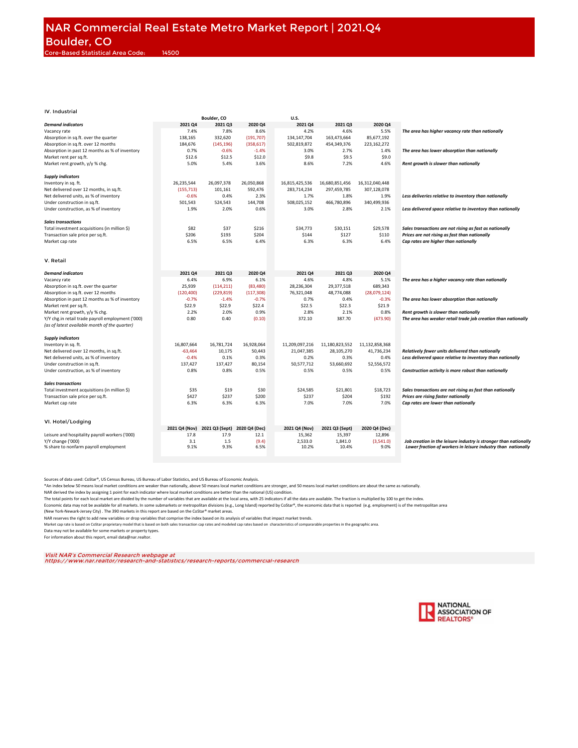# NAR Commercial Real Estate Metro Market Report | 2021.Q4
# Boulder, CO

Core-Based Statistical Area Code: 14500

## IV. Industrial

| | Boulder, CO | | | U.S. | | | |
|---|---|---|---|---|---|---|---|
| ***Demand indicators*** | **2021 Q4** | **2021 Q3** | **2020 Q4** | **2021 Q4** | **2021 Q3** | **2020 Q4** | |
| Vacancy rate | 7.4% | 7.8% | 8.6% | 4.2% | 4.6% | 5.5% | ***The area has higher vacancy rate than nationally*** |
| Absorption in sq.ft. over the quarter | 138,165 | 332,620 | (191,707) | 134,147,704 | 163,473,664 | 85,677,192 | |
| Absorption in sq.ft. over 12 months | 184,676 | (145,196) | (358,617) | 502,819,872 | 454,349,376 | 223,162,272 | |
| Absorption in past 12 months as % of inventory | 0.7% | -0.6% | -1.4% | 3.0% | 2.7% | 1.4% | ***The area has lower absorption than nationally*** |
| Market rent per sq.ft. | $12.6 | $12.5 | $12.0 | $9.8 | $9.5 | $9.0 | |
| Market rent growth, y/y % chg. | 5.0% | 5.4% | 3.6% | 8.6% | 7.2% | 4.6% | ***Rent growth is slower than nationally*** |
| ***Supply indicators*** | | | | | | | |
| Inventory in sq. ft. | 26,235,544 | 26,097,378 | 26,050,868 | 16,815,425,536 | 16,680,851,456 | 16,312,040,448 | |
| Net delivered over 12 months, in sq.ft. | (155,713) | 101,161 | 592,476 | 283,714,234 | 297,459,785 | 307,128,078 | |
| Net delivered units, as % of inventory | -0.6% | 0.4% | 2.3% | 1.7% | 1.8% | 1.9% | ***Less deliveries relative to inventory than nationally*** |
| Under construction in sq.ft. | 501,543 | 524,543 | 144,708 | 508,025,152 | 466,780,896 | 340,499,936 | |
| Under construction, as % of inventory | 1.9% | 2.0% | 0.6% | 3.0% | 2.8% | 2.1% | ***Less delivered space relative to inventory than nationally*** |
| ***Sales transactions*** | | | | | | | |
| Total investment acquisitions (in million $) | $82 | $37 | $216 | $34,773 | $30,151 | $29,578 | ***Sales transactions are not rising as fast as nationally*** |
| Transaction sale price per sq.ft. | $206 | $193 | $204 | $144 | $127 | $110 | ***Prices are not rising as fast than nationally*** |
| Market cap rate | 6.5% | 6.5% | 6.4% | 6.3% | 6.3% | 6.4% | ***Cap rates are higher than nationally*** |

## V. Retail

| | Boulder, CO | | | U.S. | | | |
|---|---|---|---|---|---|---|---|
| ***Demand indicators*** | **2021 Q4** | **2021 Q3** | **2020 Q4** | **2021 Q4** | **2021 Q3** | **2020 Q4** | |
| Vacancy rate | 6.4% | 6.9% | 6.1% | 4.6% | 4.8% | 5.1% | ***The area has a higher vacancy rate than nationally*** |
| Absorption in sq.ft. over the quarter | 25,939 | (114,211) | (83,480) | 28,236,304 | 29,377,518 | 689,343 | |
| Absorption in sq.ft. over 12 months | (120,400) | (229,819) | (117,308) | 76,321,048 | 48,774,088 | (28,079,124) | |
| Absorption in past 12 months as % of inventory | -0.7% | -1.4% | -0.7% | 0.7% | 0.4% | -0.3% | ***The area has lower absorption than nationally*** |
| Market rent per sq.ft. | $22.9 | $22.9 | $22.4 | $22.5 | $22.3 | $21.9 | |
| Market rent growth, y/y % chg. | 2.2% | 2.0% | 0.9% | 2.8% | 2.1% | 0.8% | ***Rent growth is slower than nationally*** |
| Y/Y chg.in retail trade payroll employment ('000) *(as of latest available month of the quarter)* | 0.80 | 0.40 | (0.10) | 372.10 | 387.70 | (473.90) | ***The area has weaker retail trade job creation than nationally*** |
| ***Supply indicators*** | | | | | | | |
| Inventory in sq. ft. | 16,807,664 | 16,781,724 | 16,928,064 | 11,209,097,216 | 11,180,823,552 | 11,132,858,368 | |
| Net delivered over 12 months, in sq.ft. | -63,464 | 10,175 | 50,443 | 21,047,385 | 28,105,270 | 41,736,234 | ***Relatively fewer units delivered than nationally*** |
| Net delivered units, as % of inventory | -0.4% | 0.1% | 0.3% | 0.2% | 0.3% | 0.4% | ***Less delivered space relative to inventory than nationally*** |
| Under construction in sq.ft. | 137,427 | 137,427 | 80,154 | 50,577,712 | 53,660,692 | 52,556,572 | |
| Under construction, as % of inventory | 0.8% | 0.8% | 0.5% | 0.5% | 0.5% | 0.5% | ***Construction activity is more robust than nationally*** |
| ***Sales transactions*** | | | | | | | |
| Total investment acquisitions (in million $) | $35 | $19 | $30 | $24,585 | $21,801 | $18,723 | ***Sales transactions are not rising as fast than nationally*** |
| Transaction sale price per sq.ft. | $427 | $237 | $200 | $237 | $204 | $192 | ***Prices are rising faster nationally*** |
| Market cap rate | 6.3% | 6.3% | 6.3% | 7.0% | 7.0% | 7.0% | ***Cap rates are lower than nationally*** |

## VI. Hotel/Lodging

| | **2021 Q4 (Nov)** | **2021 Q3 (Sept)** | **2020 Q4 (Dec)** | **2021 Q4 (Nov)** | **2021 Q3 (Sept)** | **2020 Q4 (Dec)** | |
|---|---|---|---|---|---|---|---|
| Leisure and hospitality payroll workers ('000) | 17.8 | 17.9 | 12.1 | 15,362 | 15,397 | 12,896 | |
| Y/Y change ('000) | 3.1 | 1.5 | (9.4) | 2,533.0 | 1,841.0 | (3,541.0) | ***Job creation in the leisure industry is stronger than nationally*** |
| % share to nonfarm payroll employment | 9.1% | 9.3% | 6.5% | 10.2% | 10.4% | 9.0% | ***Lower fraction of workers in leisure industry than nationally*** |

Sources of data used: CoStar®, US Census Bureau, US Bureau of Labor Statistics, and US Bureau of Economic Analysis.

*An index below 50 means local market conditions are weaker than nationally, above 50 means local market conditions are stronger, and 50 means local market conditions are about the same as nationally.

NAR derived the index by assigning 1 point for each indicator where local market conditions are better than the national (US) condition.

The total points for each local market are divided by the number of variables that are available at the local area, with 25 indicators if all the data are available. The fraction is multiplied by 100 to get the index.

Economic data may not be available for all markets. In some submarkets or metropolitan divisions (e.g., Long Island) reported by CoStar®, the economic data that is reported (e.g. employment) is of the metropolitan area (New York-Newark-Jersey City) . The 390 markets in this report are based on the CoStar® market areas.

NAR reserves the right to add new variables or drop variables that comprise the index based on its analysis of variables that impact market trends.

Market cap rate is based on CoStar proprietary model that is based on both sales transaction cap rates and modeled cap rates based on characteristics of comparable properties in the geographic area.

Data may not be available for some markets or property types.

For information about this report, email data@nar.realtor.

*Visit NAR's Commercial Research webpage at https://www.nar.realtor/research-and-statistics/research-reports/commercial-research*

NATIONAL ASSOCIATION OF REALTORS®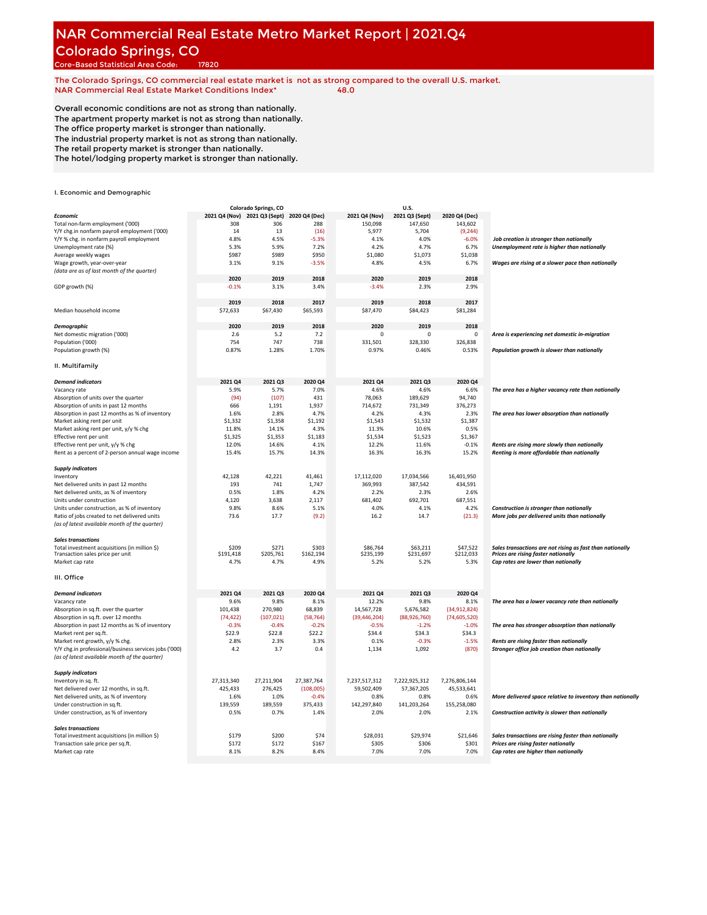# NAR Commercial Real Estate Metro Market Report | 2021.Q4

# Colorado Springs, CO

Core-Based Statistical Area Code: 17820

The Colorado Springs, CO commercial real estate market is not as strong compared to the overall U.S. market.

NAR Commercial Real Estate Market Conditions Index* 48.0

Overall economic conditions are not as strong than nationally.
The apartment property market is not as strong than nationally.
The office property market is stronger than nationally.
The industrial property market is not as strong than nationally.
The retail property market is stronger than nationally.
The hotel/lodging property market is stronger than nationally.

## I. Economic and Demographic

| | Colorado Springs, CO | | | U.S. | | | |
|---|---|---|---|---|---|---|---|
| ***Economic*** | **2021 Q4 (Nov)** | **2021 Q3 (Sept)** | **2020 Q4 (Dec)** | **2021 Q4 (Nov)** | **2021 Q3 (Sept)** | **2020 Q4 (Dec)** | |
| Total non-farm employment ('000) | 308 | 306 | 288 | 150,098 | 147,650 | 143,602 | |
| Y/Y chg.in nonfarm payroll employment ('000) | 14 | 13 | (16) | 5,977 | 5,704 | (9,244) | |
| Y/Y % chg. in nonfarm payroll employment | 4.8% | 4.5% | -5.3% | 4.1% | 4.0% | -6.0% | *Job creation is stronger than nationally* |
| Unemployment rate (%) | 5.3% | 5.9% | 7.2% | 4.2% | 4.7% | 6.7% | *Unemployment rate is higher than nationally* |
| Average weekly wages | $987 | $989 | $950 | $1,080 | $1,073 | $1,038 | |
| Wage growth, year-over-year | 3.1% | 9.1% | -3.5% | 4.8% | 4.5% | 6.7% | *Wages are rising at a slower pace than nationally* |
| *(data are as of last month of the quarter)* | | | | | | | |
| | **2020** | **2019** | **2018** | **2020** | **2019** | **2018** | |
| GDP growth (%) | -0.1% | 3.1% | 3.4% | -3.4% | 2.3% | 2.9% | |
| | **2019** | **2018** | **2017** | **2019** | **2018** | **2017** | |
| Median household income | $72,633 | $67,430 | $65,593 | $87,470 | $84,423 | $81,284 | |
| ***Demographic*** | **2020** | **2019** | **2018** | **2020** | **2019** | **2018** | |
| Net domestic migration ('000) | 2.6 | 5.2 | 7.2 | 0 | 0 | 0 | *Area is experiencing net domestic in-migration* |
| Population ('000) | 754 | 747 | 738 | 331,501 | 328,330 | 326,838 | |
| Population growth (%) | 0.87% | 1.28% | 1.70% | 0.97% | 0.46% | 0.53% | *Population growth is slower than nationally* |

## II. Multifamily

| | Colorado Springs, CO | | | U.S. | | | |
|---|---|---|---|---|---|---|---|
| ***Demand indicators*** | **2021 Q4** | **2021 Q3** | **2020 Q4** | **2021 Q4** | **2021 Q3** | **2020 Q4** | |
| Vacancy rate | 5.9% | 5.7% | 7.0% | 4.6% | 4.6% | 6.6% | *The area has a higher vacancy rate than nationally* |
| Absorption of units over the quarter | (94) | (107) | 431 | 78,063 | 189,629 | 94,740 | |
| Absorption of units in past 12 months | 666 | 1,191 | 1,937 | 714,672 | 731,349 | 376,273 | |
| Absorption in past 12 months as % of inventory | 1.6% | 2.8% | 4.7% | 4.2% | 4.3% | 2.3% | *The area has lower absorption than nationally* |
| Market asking rent per unit | $1,332 | $1,358 | $1,192 | $1,543 | $1,532 | $1,387 | |
| Market asking rent per unit, y/y % chg | 11.8% | 14.1% | 4.3% | 11.3% | 10.6% | 0.5% | |
| Effective rent per unit | $1,325 | $1,353 | $1,183 | $1,534 | $1,523 | $1,367 | |
| Effective rent per unit, y/y % chg | 12.0% | 14.6% | 4.1% | 12.2% | 11.6% | -0.1% | *Rents are rising more slowly than nationally* |
| Rent as a percent of 2-person annual wage income | 15.4% | 15.7% | 14.3% | 16.3% | 16.3% | 15.2% | *Renting is more affordable than nationally* |
| ***Supply indicators*** | | | | | | | |
| Inventory | 42,128 | 42,221 | 41,461 | 17,112,020 | 17,034,566 | 16,401,950 | |
| Net delivered units in past 12 months | 193 | 741 | 1,747 | 369,993 | 387,542 | 434,591 | |
| Net delivered units, as % of inventory | 0.5% | 1.8% | 4.2% | 2.2% | 2.3% | 2.6% | |
| Units under construction | 4,120 | 3,638 | 2,117 | 681,402 | 692,701 | 687,551 | |
| Units under construction, as % of inventory | 9.8% | 8.6% | 5.1% | 4.0% | 4.1% | 4.2% | *Construction is stronger than nationally* |
| Ratio of jobs created to net delivered units | 73.6 | 17.7 | (9.2) | 16.2 | 14.7 | (21.3) | *More jobs per delivered units than nationally* |
| *(as of latest available month of the quarter)* | | | | | | | |
| ***Sales transactions*** | | | | | | | |
| Total investment acquisitions (in million $) | $209 | $271 | $303 | $86,764 | $63,211 | $47,522 | *Sales transactions are not rising as fast than nationally* |
| Transaction sales price per unit | $191,418 | $205,761 | $162,194 | $235,199 | $231,697 | $212,033 | *Prices are rising faster nationally* |
| Market cap rate | 4.7% | 4.7% | 4.9% | 5.2% | 5.2% | 5.3% | *Cap rates are lower than nationally* |

## III. Office

| | Colorado Springs, CO | | | U.S. | | | |
|---|---|---|---|---|---|---|---|
| ***Demand indicators*** | **2021 Q4** | **2021 Q3** | **2020 Q4** | **2021 Q4** | **2021 Q3** | **2020 Q4** | |
| Vacancy rate | 9.6% | 9.8% | 8.1% | 12.2% | 9.8% | 8.1% | *The area has a lower vacancy rate than nationally* |
| Absorption in sq.ft. over the quarter | 101,438 | 270,980 | 68,839 | 14,567,728 | 5,676,582 | (34,912,824) | |
| Absorption in sq.ft. over 12 months | (74,422) | (107,021) | (58,764) | (39,446,204) | (88,926,760) | (74,605,520) | |
| Absorption in past 12 months as % of inventory | -0.3% | -0.4% | -0.2% | -0.5% | -1.2% | -1.0% | *The area has stronger absorption than nationally* |
| Market rent per sq.ft. | $22.9 | $22.8 | $22.2 | $34.4 | $34.3 | $34.3 | |
| Market rent growth, y/y % chg. | 2.8% | 2.3% | 3.3% | 0.1% | -0.3% | -1.5% | *Rents are rising faster than nationally* |
| Y/Y chg.in professional/business services jobs ('000) | 4.2 | 3.7 | 0.4 | 1,134 | 1,092 | (870) | *Stronger office job creation than nationally* |
| *(as of latest available month of the quarter)* | | | | | | | |
| ***Supply indicators*** | | | | | | | |
| Inventory in sq. ft. | 27,313,340 | 27,211,904 | 27,387,764 | 7,237,517,312 | 7,222,925,312 | 7,276,806,144 | |
| Net delivered over 12 months, in sq.ft. | 425,433 | 276,425 | (108,005) | 59,502,409 | 57,367,205 | 45,533,641 | |
| Net delivered units, as % of inventory | 1.6% | 1.0% | -0.4% | 0.8% | 0.8% | 0.6% | *More delivered space relative to inventory than nationally* |
| Under construction in sq.ft. | 139,559 | 189,559 | 375,433 | 142,297,840 | 141,203,264 | 155,258,080 | |
| Under construction, as % of inventory | 0.5% | 0.7% | 1.4% | 2.0% | 2.0% | 2.1% | *Construction activity is slower than nationally* |
| ***Sales transactions*** | | | | | | | |
| Total investment acquisitions (in million $) | $179 | $200 | $74 | $28,031 | $29,974 | $21,646 | *Sales transactions are rising faster than nationally* |
| Transaction sale price per sq.ft. | $172 | $172 | $167 | $305 | $306 | $301 | *Prices are rising faster nationally* |
| Market cap rate | 8.1% | 8.2% | 8.4% | 7.0% | 7.0% | 7.0% | *Cap rates are higher than nationally* |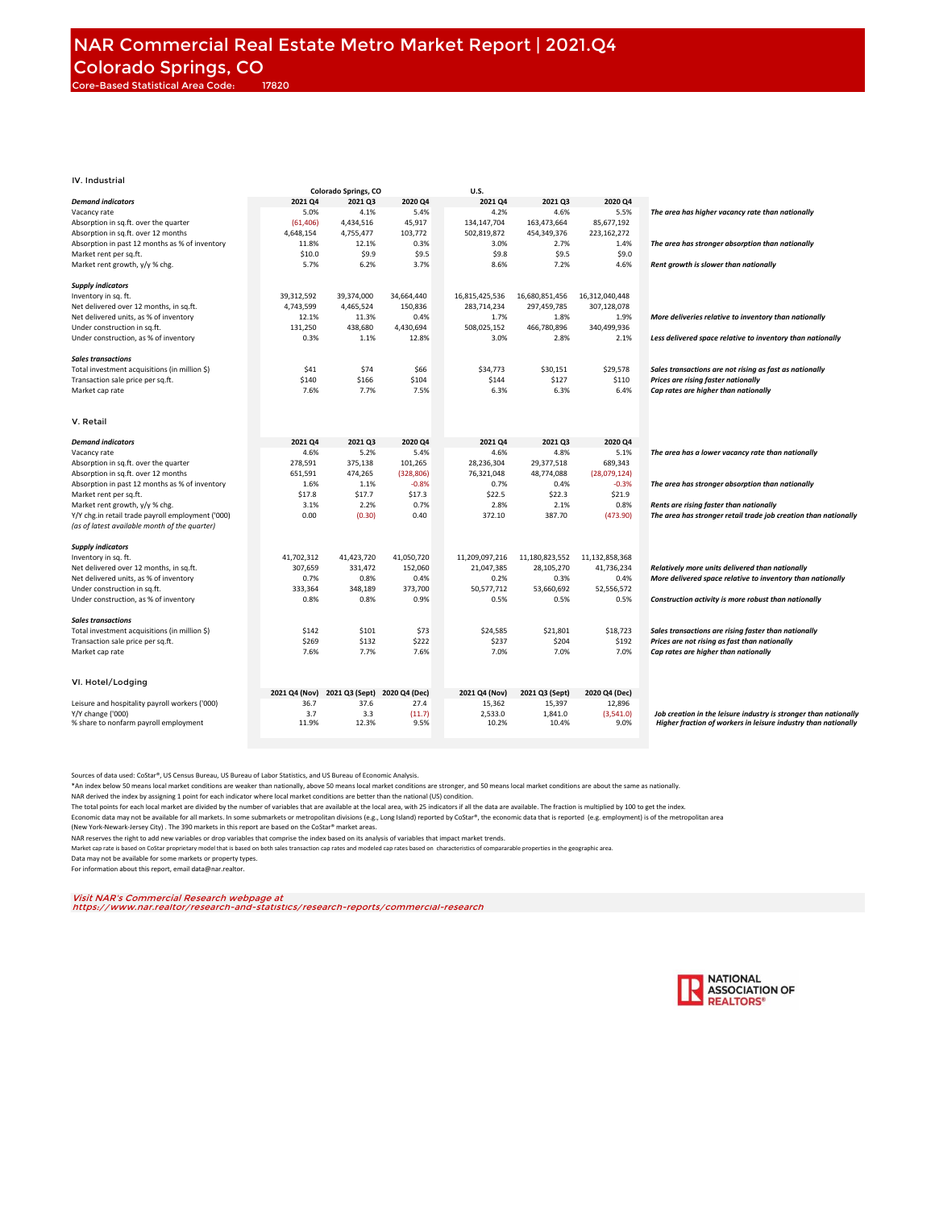# NAR Commercial Real Estate Metro Market Report | 2021.Q4

## Colorado Springs, CO

Core-Based Statistical Area Code: 17820

### IV. Industrial

| | Colorado Springs, CO | | | U.S. | | | |
|---|---|---|---|---|---|---|---|
| ***Demand indicators*** | **2021 Q4** | **2021 Q3** | **2020 Q4** | **2021 Q4** | **2021 Q3** | **2020 Q4** | |
| Vacancy rate | 5.0% | 4.1% | 5.4% | 4.2% | 4.6% | 5.5% | ***The area has higher vacancy rate than nationally*** |
| Absorption in sq.ft. over the quarter | (61,406) | 4,434,516 | 45,917 | 134,147,704 | 163,473,664 | 85,677,192 | |
| Absorption in sq.ft. over 12 months | 4,648,154 | 4,755,477 | 103,772 | 502,819,872 | 454,349,376 | 223,162,272 | |
| Absorption in past 12 months as % of inventory | 11.8% | 12.1% | 0.3% | 3.0% | 2.7% | 1.4% | ***The area has stronger absorption than nationally*** |
| Market rent per sq.ft. | $10.0 | $9.9 | $9.5 | $9.8 | $9.5 | $9.0 | |
| Market rent growth, y/y % chg. | 5.7% | 6.2% | 3.7% | 8.6% | 7.2% | 4.6% | ***Rent growth is slower than nationally*** |
| ***Supply indicators*** | | | | | | | |
| Inventory in sq. ft. | 39,312,592 | 39,374,000 | 34,664,440 | 16,815,425,536 | 16,680,851,456 | 16,312,040,448 | |
| Net delivered over 12 months, in sq.ft. | 4,743,599 | 4,465,524 | 150,836 | 283,714,234 | 297,459,785 | 307,128,078 | |
| Net delivered units, as % of inventory | 12.1% | 11.3% | 0.4% | 1.7% | 1.8% | 1.9% | ***More deliveries relative to inventory than nationally*** |
| Under construction in sq.ft. | 131,250 | 438,680 | 4,430,694 | 508,025,152 | 466,780,896 | 340,499,936 | |
| Under construction, as % of inventory | 0.3% | 1.1% | 12.8% | 3.0% | 2.8% | 2.1% | ***Less delivered space relative to inventory than nationally*** |
| ***Sales transactions*** | | | | | | | |
| Total investment acquisitions (in million $) | $41 | $74 | $66 | $34,773 | $30,151 | $29,578 | ***Sales transactions are not rising as fast as nationally*** |
| Transaction sale price per sq.ft. | $140 | $166 | $104 | $144 | $127 | $110 | ***Prices are rising faster nationally*** |
| Market cap rate | 7.6% | 7.7% | 7.5% | 6.3% | 6.3% | 6.4% | ***Cap rates are higher than nationally*** |

### V. Retail

| ***Demand indicators*** | **2021 Q4** | **2021 Q3** | **2020 Q4** | **2021 Q4** | **2021 Q3** | **2020 Q4** | |
|---|---|---|---|---|---|---|---|
| Vacancy rate | 4.6% | 5.2% | 5.4% | 4.6% | 4.8% | 5.1% | ***The area has a lower vacancy rate than nationally*** |
| Absorption in sq.ft. over the quarter | 278,591 | 375,138 | 101,265 | 28,236,304 | 29,377,518 | 689,343 | |
| Absorption in sq.ft. over 12 months | 651,591 | 474,265 | (328,806) | 76,321,048 | 48,774,088 | (28,079,124) | |
| Absorption in past 12 months as % of inventory | 1.6% | 1.1% | -0.8% | 0.7% | 0.4% | -0.3% | ***The area has stronger absorption than nationally*** |
| Market rent per sq.ft. | $17.8 | $17.7 | $17.3 | $22.5 | $22.3 | $21.9 | |
| Market rent growth, y/y % chg. | 3.1% | 2.2% | 0.7% | 2.8% | 2.1% | 0.8% | ***Rents are rising faster than nationally*** |
| Y/Y chg.in retail trade payroll employment ('000) *(as of latest available month of the quarter)* | 0.00 | (0.30) | 0.40 | 372.10 | 387.70 | (473.90) | ***The area has stronger retail trade job creation than nationally*** |
| ***Supply indicators*** | | | | | | | |
| Inventory in sq. ft. | 41,702,312 | 41,423,720 | 41,050,720 | 11,209,097,216 | 11,180,823,552 | 11,132,858,368 | |
| Net delivered over 12 months, in sq.ft. | 307,659 | 331,472 | 152,060 | 21,047,385 | 28,105,270 | 41,736,234 | ***Relatively more units delivered than nationally*** |
| Net delivered units, as % of inventory | 0.7% | 0.8% | 0.4% | 0.2% | 0.3% | 0.4% | ***More delivered space relative to inventory than nationally*** |
| Under construction in sq.ft. | 333,364 | 348,189 | 373,700 | 50,577,712 | 53,660,692 | 52,556,572 | |
| Under construction, as % of inventory | 0.8% | 0.8% | 0.9% | 0.5% | 0.5% | 0.5% | ***Construction activity is more robust than nationally*** |
| ***Sales transactions*** | | | | | | | |
| Total investment acquisitions (in million $) | $142 | $101 | $73 | $24,585 | $21,801 | $18,723 | ***Sales transactions are rising faster than nationally*** |
| Transaction sale price per sq.ft. | $269 | $132 | $222 | $237 | $204 | $192 | ***Prices are not rising as fast as nationally*** |
| Market cap rate | 7.6% | 7.7% | 7.6% | 7.0% | 7.0% | 7.0% | ***Cap rates are higher than nationally*** |

### VI. Hotel/Lodging

| | **2021 Q4 (Nov)** | **2021 Q3 (Sept)** | **2020 Q4 (Dec)** | **2021 Q4 (Nov)** | **2021 Q3 (Sept)** | **2020 Q4 (Dec)** | |
|---|---|---|---|---|---|---|---|
| Leisure and hospitality payroll workers ('000) | 36.7 | 37.6 | 27.4 | 15,362 | 15,397 | 12,896 | |
| Y/Y change ('000) | 3.7 | 3.3 | (11.7) | 2,533.0 | 1,841.0 | (3,541.0) | ***Job creation in the leisure industry is stronger than nationally*** |
| % share to nonfarm payroll employment | 11.9% | 12.3% | 9.5% | 10.2% | 10.4% | 9.0% | ***Higher fraction of workers in leisure industry than nationally*** |

Sources of data used: CoStar®, US Census Bureau, US Bureau of Labor Statistics, and US Bureau of Economic Analysis.

*An index below 50 means local market conditions are weaker than nationally, above 50 means local market conditions are stronger, and 50 means local market conditions are about the same as nationally.

NAR derived the index by assigning 1 point for each indicator where local market conditions are better than the national (US) condition.

The total points for each local market are divided by the number of variables that are available at the local area, with 25 indicators if all the data are available. The fraction is multiplied by 100 to get the index.

Economic data may not be available for all markets. In some submarkets or metropolitan divisions (e.g., Long Island) reported by CoStar®, the economic data that is reported (e.g. employment) is of the metropolitan area (New York-Newark-Jersey City) . The 390 markets in this report are based on the CoStar® market areas.

NAR reserves the right to add new variables or drop variables that comprise the index based on its analysis of variables that impact market trends.

Market cap rate is based on CoStar proprietary model that is based on both sales transaction cap rates and modeled cap rates based on characteristics of comparable properties in the geographic area.

Data may not be available for some markets or property types.

For information about this report, email data@nar.realtor.

*Visit NAR's Commercial Research webpage at https://www.nar.realtor/research-and-statistics/research-reports/commercial-research*

NATIONAL ASSOCIATION OF REALTORS®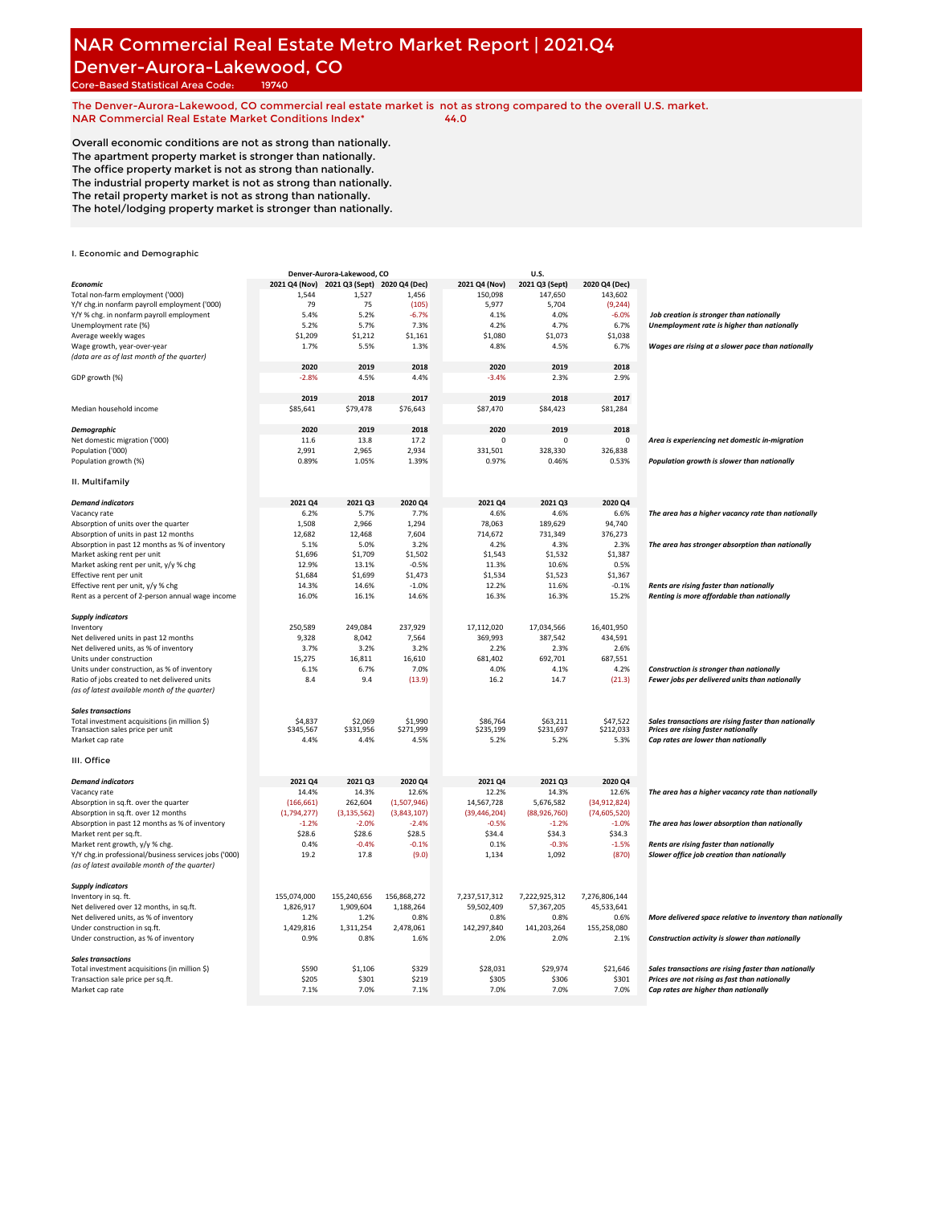# NAR Commercial Real Estate Metro Market Report | 2021.Q4

## Denver-Aurora-Lakewood, CO

Core-Based Statistical Area Code: 19740

The Denver-Aurora-Lakewood, CO commercial real estate market is not as strong compared to the overall U.S. market.
NAR Commercial Real Estate Market Conditions Index* 44.0

Overall economic conditions are not as strong than nationally.
The apartment property market is stronger than nationally.
The office property market is not as strong than nationally.
The industrial property market is not as strong than nationally.
The retail property market is not as strong than nationally.
The hotel/lodging property market is stronger than nationally.

### I. Economic and Demographic

| | Denver-Aurora-Lakewood, CO | | | U.S. | | | |
|---|---|---|---|---|---|---|---|
| ***Economic*** | **2021 Q4 (Nov)** | **2021 Q3 (Sept)** | **2020 Q4 (Dec)** | **2021 Q4 (Nov)** | **2021 Q3 (Sept)** | **2020 Q4 (Dec)** | |
| Total non-farm employment ('000) | 1,544 | 1,527 | 1,456 | 150,098 | 147,650 | 143,602 | |
| Y/Y chg.in nonfarm payroll employment ('000) | 79 | 75 | (105) | 5,977 | 5,704 | (9,244) | |
| Y/Y % chg. in nonfarm payroll employment | 5.4% | 5.2% | -6.7% | 4.1% | 4.0% | -6.0% | *Job creation is stronger than nationally* |
| Unemployment rate (%) | 5.2% | 5.7% | 7.3% | 4.2% | 4.7% | 6.7% | *Unemployment rate is higher than nationally* |
| Average weekly wages | $1,209 | $1,212 | $1,161 | $1,080 | $1,073 | $1,038 | |
| Wage growth, year-over-year | 1.7% | 5.5% | 1.3% | 4.8% | 4.5% | 6.7% | *Wages are rising at a slower pace than nationally* |
| *(data are as of last month of the quarter)* | | | | | | | |
| | **2020** | **2019** | **2018** | **2020** | **2019** | **2018** | |
| GDP growth (%) | -2.8% | 4.5% | 4.4% | -3.4% | 2.3% | 2.9% | |
| | **2019** | **2018** | **2017** | **2019** | **2018** | **2017** | |
| Median household income | $85,641 | $79,478 | $76,643 | $87,470 | $84,423 | $81,284 | |
| ***Demographic*** | **2020** | **2019** | **2018** | **2020** | **2019** | **2018** | |
| Net domestic migration ('000) | 11.6 | 13.8 | 17.2 | 0 | 0 | 0 | *Area is experiencing net domestic in-migration* |
| Population ('000) | 2,991 | 2,965 | 2,934 | 331,501 | 328,330 | 326,838 | |
| Population growth (%) | 0.89% | 1.05% | 1.39% | 0.97% | 0.46% | 0.53% | *Population growth is slower than nationally* |

### II. Multifamily

| ***Demand indicators*** | **2021 Q4** | **2021 Q3** | **2020 Q4** | **2021 Q4** | **2021 Q3** | **2020 Q4** | |
|---|---|---|---|---|---|---|---|
| Vacancy rate | 6.2% | 5.7% | 7.7% | 4.6% | 4.6% | 6.6% | *The area has a higher vacancy rate than nationally* |
| Absorption of units over the quarter | 1,508 | 2,966 | 1,294 | 78,063 | 189,629 | 94,740 | |
| Absorption of units in past 12 months | 12,682 | 12,468 | 7,604 | 714,672 | 731,349 | 376,273 | |
| Absorption in past 12 months as % of inventory | 5.1% | 5.0% | 3.2% | 4.2% | 4.3% | 2.3% | *The area has stronger absorption than nationally* |
| Market asking rent per unit | $1,696 | $1,709 | $1,502 | $1,543 | $1,532 | $1,387 | |
| Market asking rent per unit, y/y % chg | 12.9% | 13.1% | -0.5% | 11.3% | 10.6% | 0.5% | |
| Effective rent per unit | $1,684 | $1,699 | $1,473 | $1,534 | $1,523 | $1,367 | |
| Effective rent per unit, y/y % chg | 14.3% | 14.6% | -1.0% | 12.2% | 11.6% | -0.1% | *Rents are rising faster than nationally* |
| Rent as a percent of 2-person annual wage income | 16.0% | 16.1% | 14.6% | 16.3% | 16.3% | 15.2% | *Renting is more affordable than nationally* |
| ***Supply indicators*** | | | | | | | |
| Inventory | 250,589 | 249,084 | 237,929 | 17,112,020 | 17,034,566 | 16,401,950 | |
| Net delivered units in past 12 months | 9,328 | 8,042 | 7,564 | 369,993 | 387,542 | 434,591 | |
| Net delivered units, as % of inventory | 3.7% | 3.2% | 3.2% | 2.2% | 2.3% | 2.6% | |
| Units under construction | 15,275 | 16,811 | 16,610 | 681,402 | 692,701 | 687,551 | |
| Units under construction, as % of inventory | 6.1% | 6.7% | 7.0% | 4.0% | 4.1% | 4.2% | *Construction is stronger than nationally* |
| Ratio of jobs created to net delivered units | 8.4 | 9.4 | (13.9) | 16.2 | 14.7 | (21.3) | *Fewer jobs per delivered units than nationally* |
| *(as of latest available month of the quarter)* | | | | | | | |
| ***Sales transactions*** | | | | | | | |
| Total investment acquisitions (in million $) | $4,837 | $2,069 | $1,990 | $86,764 | $63,211 | $47,522 | *Sales transactions are rising faster than nationally* |
| Transaction sales price per unit | $345,567 | $331,956 | $271,999 | $235,199 | $231,697 | $212,033 | *Prices are rising faster nationally* |
| Market cap rate | 4.4% | 4.4% | 4.5% | 5.2% | 5.2% | 5.3% | *Cap rates are lower than nationally* |

### III. Office

| ***Demand indicators*** | **2021 Q4** | **2021 Q3** | **2020 Q4** | **2021 Q4** | **2021 Q3** | **2020 Q4** | |
|---|---|---|---|---|---|---|---|
| Vacancy rate | 14.4% | 14.3% | 12.6% | 12.2% | 14.3% | 12.6% | *The area has a higher vacancy rate than nationally* |
| Absorption in sq.ft. over the quarter | (166,661) | 262,604 | (1,507,946) | 14,567,728 | 5,676,582 | (34,912,824) | |
| Absorption in sq.ft. over 12 months | (1,794,277) | (3,135,562) | (3,843,107) | (39,446,204) | (88,926,760) | (74,605,520) | |
| Absorption in past 12 months as % of inventory | -1.2% | -2.0% | -2.4% | -0.5% | -1.2% | -1.0% | *The area has lower absorption than nationally* |
| Market rent per sq.ft. | $28.6 | $28.6 | $28.5 | $34.4 | $34.3 | $34.3 | |
| Market rent growth, y/y % chg. | 0.4% | -0.4% | -0.1% | 0.1% | -0.3% | -1.5% | *Rents are rising faster than nationally* |
| Y/Y chg.in professional/business services jobs ('000) | 19.2 | 17.8 | (9.0) | 1,134 | 1,092 | (870) | *Slower office job creation than nationally* |
| *(as of latest available month of the quarter)* | | | | | | | |
| ***Supply indicators*** | | | | | | | |
| Inventory in sq. ft. | 155,074,000 | 155,240,656 | 156,868,272 | 7,237,517,312 | 7,222,925,312 | 7,276,806,144 | |
| Net delivered over 12 months, in sq.ft. | 1,826,917 | 1,909,604 | 1,188,264 | 59,502,409 | 57,367,205 | 45,533,641 | |
| Net delivered units, as % of inventory | 1.2% | 1.2% | 0.8% | 0.8% | 0.8% | 0.6% | *More delivered space relative to inventory than nationally* |
| Under construction in sq.ft. | 1,429,816 | 1,311,254 | 2,478,061 | 142,297,840 | 141,203,264 | 155,258,080 | |
| Under construction, as % of inventory | 0.9% | 0.8% | 1.6% | 2.0% | 2.0% | 2.1% | *Construction activity is slower than nationally* |
| ***Sales transactions*** | | | | | | | |
| Total investment acquisitions (in million $) | $590 | $1,106 | $329 | $28,031 | $29,974 | $21,646 | *Sales transactions are rising faster than nationally* |
| Transaction sale price per sq.ft. | $205 | $301 | $219 | $305 | $306 | $301 | *Prices are not rising as fast than nationally* |
| Market cap rate | 7.1% | 7.0% | 7.1% | 7.0% | 7.0% | 7.0% | *Cap rates are higher than nationally* |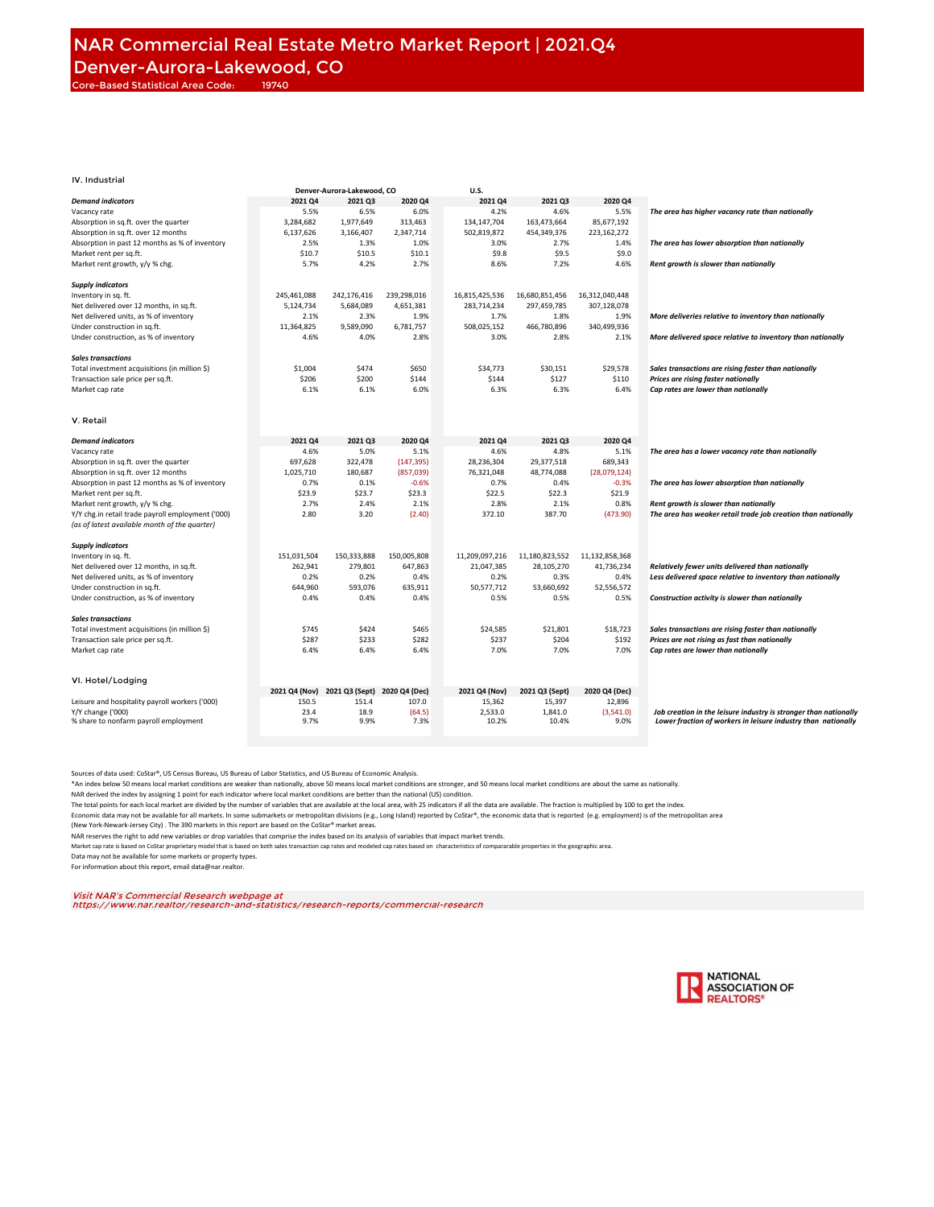# NAR Commercial Real Estate Metro Market Report | 2021.Q4

## Denver-Aurora-Lakewood, CO

Core-Based Statistical Area Code: 19740

### IV. Industrial

| | Denver-Aurora-Lakewood, CO | | | U.S. | | | |
|---|---|---|---|---|---|---|---|
| ***Demand indicators*** | **2021 Q4** | **2021 Q3** | **2020 Q4** | **2021 Q4** | **2021 Q3** | **2020 Q4** | |
| Vacancy rate | 5.5% | 6.5% | 6.0% | 4.2% | 4.6% | 5.5% | ***The area has higher vacancy rate than nationally*** |
| Absorption in sq.ft. over the quarter | 3,284,682 | 1,977,649 | 313,463 | 134,147,704 | 163,473,664 | 85,677,192 | |
| Absorption in sq.ft. over 12 months | 6,137,626 | 3,166,407 | 2,347,714 | 502,819,872 | 454,349,376 | 223,162,272 | |
| Absorption in past 12 months as % of inventory | 2.5% | 1.3% | 1.0% | 3.0% | 2.7% | 1.4% | ***The area has lower absorption than nationally*** |
| Market rent per sq.ft. | $10.7 | $10.5 | $10.1 | $9.8 | $9.5 | $9.0 | |
| Market rent growth, y/y % chg. | 5.7% | 4.2% | 2.7% | 8.6% | 7.2% | 4.6% | ***Rent growth is slower than nationally*** |
| ***Supply indicators*** | | | | | | | |
| Inventory in sq. ft. | 245,461,088 | 242,176,416 | 239,298,016 | 16,815,425,536 | 16,680,851,456 | 16,312,040,448 | |
| Net delivered over 12 months, in sq.ft. | 5,124,734 | 5,684,089 | 4,651,381 | 283,714,234 | 297,459,785 | 307,128,078 | |
| Net delivered units, as % of inventory | 2.1% | 2.3% | 1.9% | 1.7% | 1.8% | 1.9% | ***More deliveries relative to inventory than nationally*** |
| Under construction in sq.ft. | 11,364,825 | 9,589,090 | 6,781,757 | 508,025,152 | 466,780,896 | 340,499,936 | |
| Under construction, as % of inventory | 4.6% | 4.0% | 2.8% | 3.0% | 2.8% | 2.1% | ***More delivered space relative to inventory than nationally*** |
| ***Sales transactions*** | | | | | | | |
| Total investment acquisitions (in million $) | $1,004 | $474 | $650 | $34,773 | $30,151 | $29,578 | ***Sales transactions are rising faster than nationally*** |
| Transaction sale price per sq.ft. | $206 | $200 | $144 | $144 | $127 | $110 | ***Prices are rising faster nationally*** |
| Market cap rate | 6.1% | 6.1% | 6.0% | 6.3% | 6.3% | 6.4% | ***Cap rates are lower than nationally*** |

### V. Retail

| ***Demand indicators*** | **2021 Q4** | **2021 Q3** | **2020 Q4** | **2021 Q4** | **2021 Q3** | **2020 Q4** | |
|---|---|---|---|---|---|---|---|
| Vacancy rate | 4.6% | 5.0% | 5.1% | 4.6% | 4.8% | 5.1% | ***The area has a lower vacancy rate than nationally*** |
| Absorption in sq.ft. over the quarter | 697,628 | 322,478 | (147,395) | 28,236,304 | 29,377,518 | 689,343 | |
| Absorption in sq.ft. over 12 months | 1,025,710 | 180,687 | (857,039) | 76,321,048 | 48,774,088 | (28,079,124) | |
| Absorption in past 12 months as % of inventory | 0.7% | 0.1% | -0.6% | 0.7% | 0.4% | -0.3% | ***The area has lower absorption than nationally*** |
| Market rent per sq.ft. | $23.9 | $23.7 | $23.3 | $22.5 | $22.3 | $21.9 | |
| Market rent growth, y/y % chg. | 2.7% | 2.4% | 2.1% | 2.8% | 2.1% | 0.8% | ***Rent growth is slower than nationally*** |
| Y/Y chg.in retail trade payroll employment ('000) *(as of latest available month of the quarter)* | 2.80 | 3.20 | (2.40) | 372.10 | 387.70 | (473.90) | ***The area has weaker retail trade job creation than nationally*** |
| ***Supply indicators*** | | | | | | | |
| Inventory in sq. ft. | 151,031,504 | 150,333,888 | 150,005,808 | 11,209,097,216 | 11,180,823,552 | 11,132,858,368 | |
| Net delivered over 12 months, in sq.ft. | 262,941 | 279,801 | 647,863 | 21,047,385 | 28,105,270 | 41,736,234 | ***Relatively fewer units delivered than nationally*** |
| Net delivered units, as % of inventory | 0.2% | 0.2% | 0.4% | 0.2% | 0.3% | 0.4% | ***Less delivered space relative to inventory than nationally*** |
| Under construction in sq.ft. | 644,960 | 593,076 | 635,911 | 50,577,712 | 53,660,692 | 52,556,572 | |
| Under construction, as % of inventory | 0.4% | 0.4% | 0.4% | 0.5% | 0.5% | 0.5% | ***Construction activity is slower than nationally*** |
| ***Sales transactions*** | | | | | | | |
| Total investment acquisitions (in million $) | $745 | $424 | $465 | $24,585 | $21,801 | $18,723 | ***Sales transactions are rising faster than nationally*** |
| Transaction sale price per sq.ft. | $287 | $233 | $282 | $237 | $204 | $192 | ***Prices are not rising as fast than nationally*** |
| Market cap rate | 6.4% | 6.4% | 6.4% | 7.0% | 7.0% | 7.0% | ***Cap rates are lower than nationally*** |

### VI. Hotel/Lodging

| | **2021 Q4 (Nov)** | **2021 Q3 (Sept)** | **2020 Q4 (Dec)** | **2021 Q4 (Nov)** | **2021 Q3 (Sept)** | **2020 Q4 (Dec)** | |
|---|---|---|---|---|---|---|---|
| Leisure and hospitality payroll workers ('000) | 150.5 | 151.4 | 107.0 | 15,362 | 15,397 | 12,896 | |
| Y/Y change ('000) | 23.4 | 18.9 | (64.5) | 2,533.0 | 1,841.0 | (3,541.0) | ***Job creation in the leisure industry is stronger than nationally*** |
| % share to nonfarm payroll employment | 9.7% | 9.9% | 7.3% | 10.2% | 10.4% | 9.0% | ***Lower fraction of workers in leisure industry than nationally*** |

Sources of data used: CoStar®, US Census Bureau, US Bureau of Labor Statistics, and US Bureau of Economic Analysis.

*An index below 50 means local market conditions are weaker than nationally, above 50 means local market conditions are stronger, and 50 means local market conditions are about the same as nationally.

NAR derived the index by assigning 1 point for each indicator where local market conditions are better than the national (US) condition.

The total points for each local market are divided by the number of variables that are available at the local area, with 25 indicators if all the data are available. The fraction is multiplied by 100 to get the index.

Economic data may not be available for all markets. In some submarkets or metropolitan divisions (e.g., Long Island) reported by CoStar®, the economic data that is reported (e.g. employment) is of the metropolitan area (New York-Newark-Jersey City) . The 390 markets in this report are based on the CoStar® market areas.

NAR reserves the right to add new variables or drop variables that comprise the index based on its analysis of variables that impact market trends.

Market cap rate is based on CoStar proprietary model that is based on both sales transaction cap rates and modeled cap rates based on characteristics of comparable properties in the geographic area.

Data may not be available for some markets or property types.

For information about this report, email data@nar.realtor.

*Visit NAR's Commercial Research webpage at https://www.nar.realtor/research-and-statistics/research-reports/commercial-research*

NATIONAL ASSOCIATION OF REALTORS®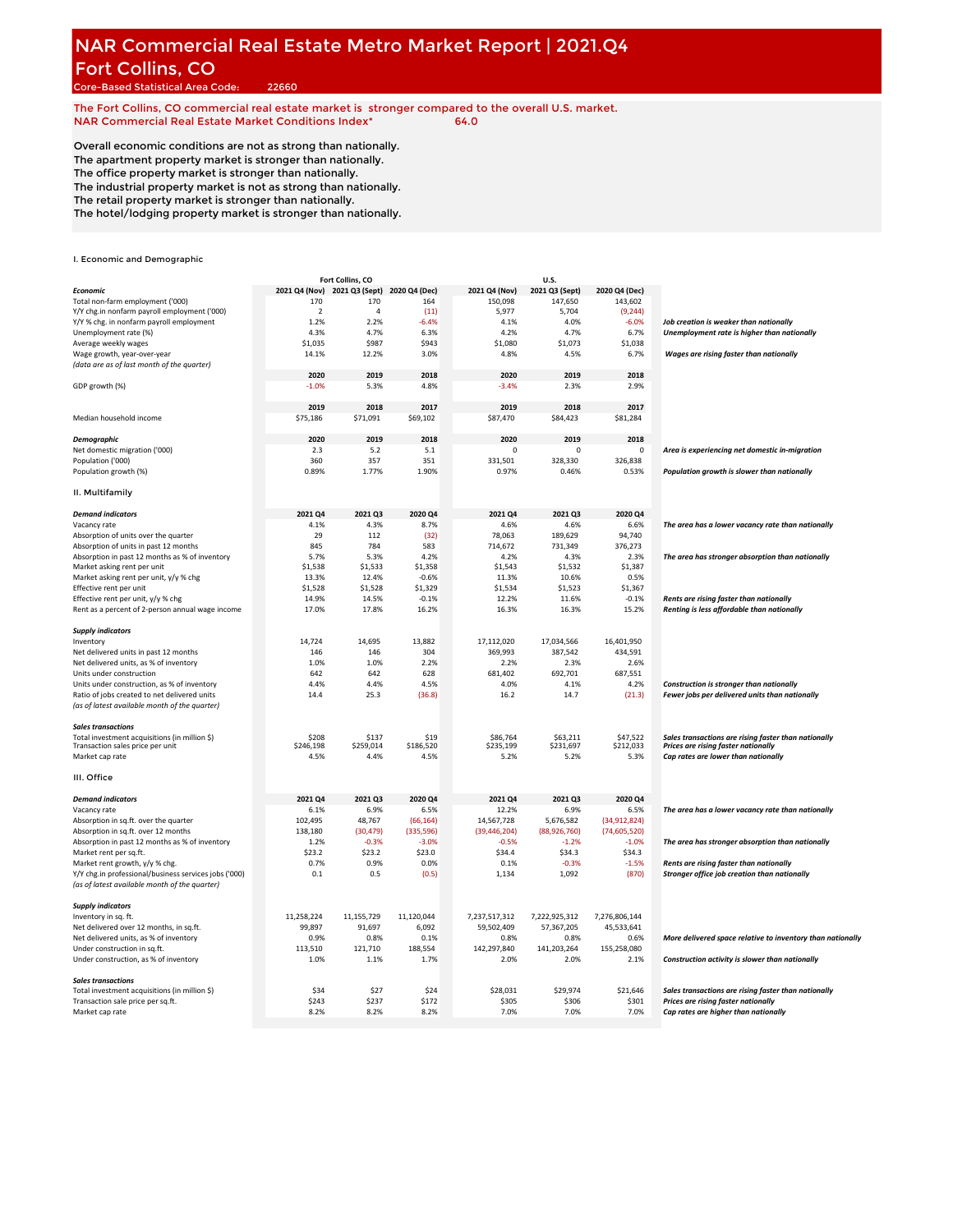# NAR Commercial Real Estate Metro Market Report | 2021.Q4

# Fort Collins, CO

Core-Based Statistical Area Code: 22660

The Fort Collins, CO commercial real estate market is stronger compared to the overall U.S. market.

NAR Commercial Real Estate Market Conditions Index* 64.0

Overall economic conditions are not as strong than nationally.
The apartment property market is stronger than nationally.
The office property market is stronger than nationally.
The industrial property market is not as strong than nationally.
The retail property market is stronger than nationally.
The hotel/lodging property market is stronger than nationally.

## I. Economic and Demographic

| | Fort Collins, CO | | | U.S. | | | |
|---|---|---|---|---|---|---|---|
| ***Economic*** | **2021 Q4 (Nov)** | **2021 Q3 (Sept)** | **2020 Q4 (Dec)** | **2021 Q4 (Nov)** | **2021 Q3 (Sept)** | **2020 Q4 (Dec)** | |
| Total non-farm employment ('000) | 170 | 170 | 164 | 150,098 | 147,650 | 143,602 | |
| Y/Y chg.in nonfarm payroll employment ('000) | 2 | 4 | (11) | 5,977 | 5,704 | (9,244) | |
| Y/Y % chg. in nonfarm payroll employment | 1.2% | 2.2% | -6.4% | 4.1% | 4.0% | -6.0% | *Job creation is weaker than nationally* |
| Unemployment rate (%) | 4.3% | 4.7% | 6.3% | 4.2% | 4.7% | 6.7% | *Unemployment rate is higher than nationally* |
| Average weekly wages | $1,035 | $987 | $943 | $1,080 | $1,073 | $1,038 | |
| Wage growth, year-over-year | 14.1% | 12.2% | 3.0% | 4.8% | 4.5% | 6.7% | *Wages are rising faster than nationally* |
| *(data are as of last month of the quarter)* | | | | | | | |
| | **2020** | **2019** | **2018** | **2020** | **2019** | **2018** | |
| GDP growth (%) | -1.0% | 5.3% | 4.8% | -3.4% | 2.3% | 2.9% | |
| | **2019** | **2018** | **2017** | **2019** | **2018** | **2017** | |
| Median household income | $75,186 | $71,091 | $69,102 | $87,470 | $84,423 | $81,284 | |
| ***Demographic*** | **2020** | **2019** | **2018** | **2020** | **2019** | **2018** | |
| Net domestic migration ('000) | 2.3 | 5.2 | 5.1 | 0 | 0 | 0 | *Area is experiencing net domestic in-migration* |
| Population ('000) | 360 | 357 | 351 | 331,501 | 328,330 | 326,838 | |
| Population growth (%) | 0.89% | 1.77% | 1.90% | 0.97% | 0.46% | 0.53% | *Population growth is slower than nationally* |

## II. Multifamily

| ***Demand indicators*** | **2021 Q4** | **2021 Q3** | **2020 Q4** | **2021 Q4** | **2021 Q3** | **2020 Q4** | |
|---|---|---|---|---|---|---|---|
| Vacancy rate | 4.1% | 4.3% | 8.7% | 4.6% | 4.6% | 6.6% | *The area has a lower vacancy rate than nationally* |
| Absorption of units over the quarter | 29 | 112 | (32) | 78,063 | 189,629 | 94,740 | |
| Absorption of units in past 12 months | 845 | 784 | 583 | 714,672 | 731,349 | 376,273 | |
| Absorption in past 12 months as % of inventory | 5.7% | 5.3% | 4.2% | 4.2% | 4.3% | 2.3% | *The area has stronger absorption than nationally* |
| Market asking rent per unit | $1,538 | $1,533 | $1,358 | $1,543 | $1,532 | $1,387 | |
| Market asking rent per unit, y/y % chg | 13.3% | 12.4% | -0.6% | 11.3% | 10.6% | 0.5% | |
| Effective rent per unit | $1,528 | $1,528 | $1,329 | $1,534 | $1,523 | $1,367 | |
| Effective rent per unit, y/y % chg | 14.9% | 14.5% | -0.1% | 12.2% | 11.6% | -0.1% | *Rents are rising faster than nationally* |
| Rent as a percent of 2-person annual wage income | 17.0% | 17.8% | 16.2% | 16.3% | 16.3% | 15.2% | *Renting is less affordable than nationally* |
| ***Supply indicators*** | | | | | | | |
| Inventory | 14,724 | 14,695 | 13,882 | 17,112,020 | 17,034,566 | 16,401,950 | |
| Net delivered units in past 12 months | 146 | 146 | 304 | 369,993 | 387,542 | 434,591 | |
| Net delivered units, as % of inventory | 1.0% | 1.0% | 2.2% | 2.2% | 2.3% | 2.6% | |
| Units under construction | 642 | 642 | 628 | 681,402 | 692,701 | 687,551 | |
| Units under construction, as % of inventory | 4.4% | 4.4% | 4.5% | 4.0% | 4.1% | 4.2% | *Construction is stronger than nationally* |
| Ratio of jobs created to net delivered units | 14.4 | 25.3 | (36.8) | 16.2 | 14.7 | (21.3) | *Fewer jobs per delivered units than nationally* |
| *(as of latest available month of the quarter)* | | | | | | | |
| ***Sales transactions*** | | | | | | | |
| Total investment acquisitions (in million $) | $208 | $137 | $19 | $86,764 | $63,211 | $47,522 | *Sales transactions are rising faster than nationally* |
| Transaction sales price per unit | $246,198 | $259,014 | $186,520 | $235,199 | $231,697 | $212,033 | *Prices are rising faster nationally* |
| Market cap rate | 4.5% | 4.4% | 4.5% | 5.2% | 5.2% | 5.3% | *Cap rates are lower than nationally* |

## III. Office

| ***Demand indicators*** | **2021 Q4** | **2021 Q3** | **2020 Q4** | **2021 Q4** | **2021 Q3** | **2020 Q4** | |
|---|---|---|---|---|---|---|---|
| Vacancy rate | 6.1% | 6.9% | 6.5% | 12.2% | 6.9% | 6.5% | *The area has a lower vacancy rate than nationally* |
| Absorption in sq.ft. over the quarter | 102,495 | 48,767 | (66,164) | 14,567,728 | 5,676,582 | (34,912,824) | |
| Absorption in sq.ft. over 12 months | 138,180 | (30,479) | (335,596) | (39,446,204) | (88,926,760) | (74,605,520) | |
| Absorption in past 12 months as % of inventory | 1.2% | -0.3% | -3.0% | -0.5% | -1.2% | -1.0% | *The area has stronger absorption than nationally* |
| Market rent per sq.ft. | $23.2 | $23.2 | $23.0 | $34.4 | $34.3 | $34.3 | |
| Market rent growth, y/y % chg. | 0.7% | 0.9% | 0.0% | 0.1% | -0.3% | -1.5% | *Rents are rising faster than nationally* |
| Y/Y chg.in professional/business services jobs ('000) | 0.1 | 0.5 | (0.5) | 1,134 | 1,092 | (870) | *Stronger office job creation than nationally* |
| *(as of latest available month of the quarter)* | | | | | | | |
| ***Supply indicators*** | | | | | | | |
| Inventory in sq. ft. | 11,258,224 | 11,155,729 | 11,120,044 | 7,237,517,312 | 7,222,925,312 | 7,276,806,144 | |
| Net delivered over 12 months, in sq.ft. | 99,897 | 91,697 | 6,092 | 59,502,409 | 57,367,205 | 45,533,641 | |
| Net delivered units, as % of inventory | 0.9% | 0.8% | 0.1% | 0.8% | 0.8% | 0.6% | *More delivered space relative to inventory than nationally* |
| Under construction in sq.ft. | 113,510 | 121,710 | 188,554 | 142,297,840 | 141,203,264 | 155,258,080 | |
| Under construction, as % of inventory | 1.0% | 1.1% | 1.7% | 2.0% | 2.0% | 2.1% | *Construction activity is slower than nationally* |
| ***Sales transactions*** | | | | | | | |
| Total investment acquisitions (in million $) | $34 | $27 | $24 | $28,031 | $29,974 | $21,646 | *Sales transactions are rising faster than nationally* |
| Transaction sale price per sq.ft. | $243 | $237 | $172 | $305 | $306 | $301 | *Prices are rising faster nationally* |
| Market cap rate | 8.2% | 8.2% | 8.2% | 7.0% | 7.0% | 7.0% | *Cap rates are higher than nationally* |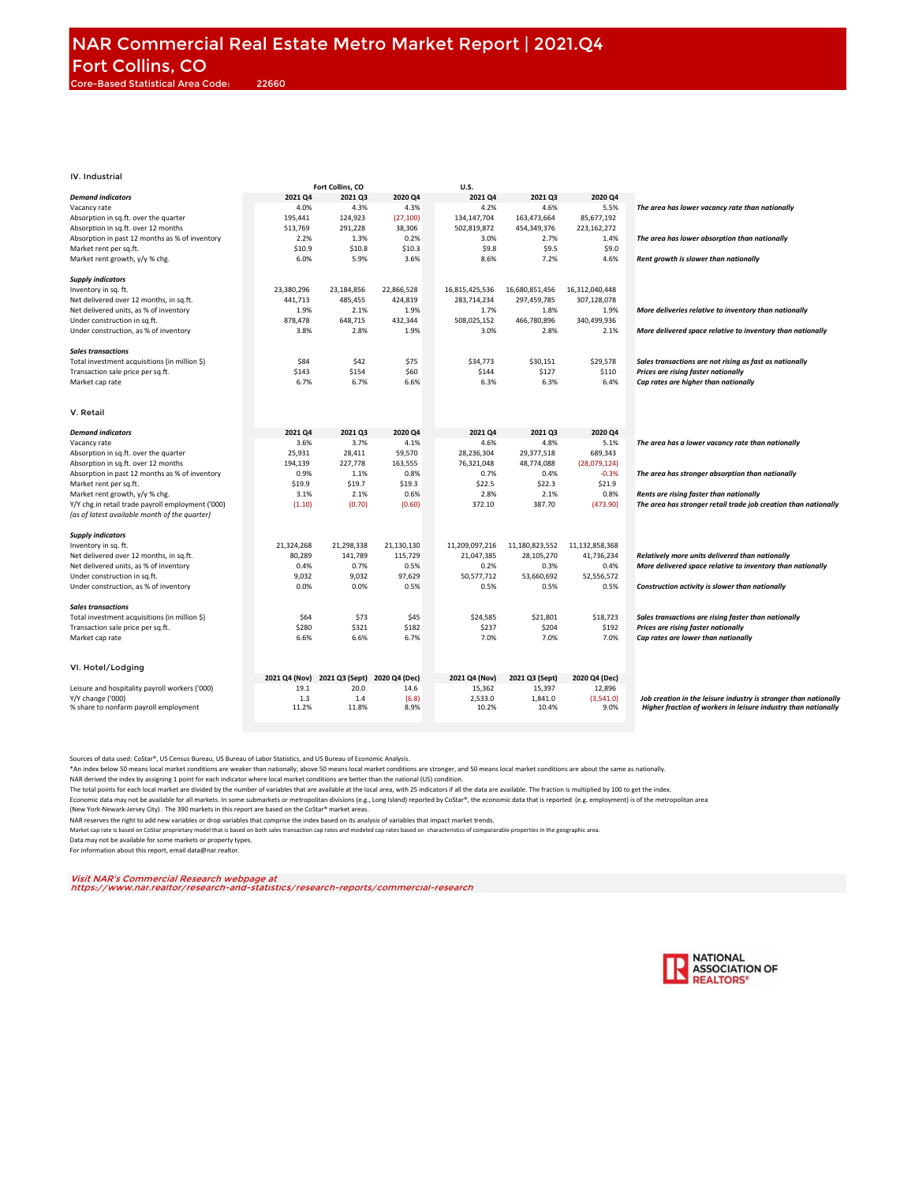# NAR Commercial Real Estate Metro Market Report | 2021.Q4
## Fort Collins, CO
Core-Based Statistical Area Code: 22660

### IV. Industrial

| | Fort Collins, CO | | | U.S. | | | |
|---|---|---|---|---|---|---|---|
| ***Demand indicators*** | **2021 Q4** | **2021 Q3** | **2020 Q4** | **2021 Q4** | **2021 Q3** | **2020 Q4** | |
| Vacancy rate | 4.0% | 4.3% | 4.3% | 4.2% | 4.6% | 5.5% | ***The area has lower vacancy rate than nationally*** |
| Absorption in sq.ft. over the quarter | 195,441 | 124,923 | (27,100) | 134,147,704 | 163,473,664 | 85,677,192 | |
| Absorption in sq.ft. over 12 months | 513,769 | 291,228 | 38,306 | 502,819,872 | 454,349,376 | 223,162,272 | |
| Absorption in past 12 months as % of inventory | 2.2% | 1.3% | 0.2% | 3.0% | 2.7% | 1.4% | ***The area has lower absorption than nationally*** |
| Market rent per sq.ft. | $10.9 | $10.8 | $10.3 | $9.8 | $9.5 | $9.0 | |
| Market rent growth, y/y % chg. | 6.0% | 5.9% | 3.6% | 8.6% | 7.2% | 4.6% | ***Rent growth is slower than nationally*** |
| ***Supply indicators*** | | | | | | | |
| Inventory in sq. ft. | 23,380,296 | 23,184,856 | 22,866,528 | 16,815,425,536 | 16,680,851,456 | 16,312,040,448 | |
| Net delivered over 12 months, in sq.ft. | 441,713 | 485,455 | 424,819 | 283,714,234 | 297,459,785 | 307,128,078 | |
| Net delivered units, as % of inventory | 1.9% | 2.1% | 1.9% | 1.7% | 1.8% | 1.9% | ***More deliveries relative to inventory than nationally*** |
| Under construction in sq.ft. | 878,478 | 648,715 | 432,344 | 508,025,152 | 466,780,896 | 340,499,936 | |
| Under construction, as % of inventory | 3.8% | 2.8% | 1.9% | 3.0% | 2.8% | 2.1% | ***More delivered space relative to inventory than nationally*** |
| ***Sales transactions*** | | | | | | | |
| Total investment acquisitions (in million $) | $84 | $42 | $75 | $34,773 | $30,151 | $29,578 | ***Sales transactions are not rising as fast as nationally*** |
| Transaction sale price per sq.ft. | $143 | $154 | $60 | $144 | $127 | $110 | ***Prices are rising faster nationally*** |
| Market cap rate | 6.7% | 6.7% | 6.6% | 6.3% | 6.3% | 6.4% | ***Cap rates are higher than nationally*** |

### V. Retail

| | | | | | | | |
|---|---|---|---|---|---|---|---|
| ***Demand indicators*** | **2021 Q4** | **2021 Q3** | **2020 Q4** | **2021 Q4** | **2021 Q3** | **2020 Q4** | |
| Vacancy rate | 3.6% | 3.7% | 4.1% | 4.6% | 4.8% | 5.1% | ***The area has a lower vacancy rate than nationally*** |
| Absorption in sq.ft. over the quarter | 25,931 | 28,411 | 59,570 | 28,236,304 | 29,377,518 | 689,343 | |
| Absorption in sq.ft. over 12 months | 194,139 | 227,778 | 163,555 | 76,321,048 | 48,774,088 | (28,079,124) | |
| Absorption in past 12 months as % of inventory | 0.9% | 1.1% | 0.8% | 0.7% | 0.4% | -0.3% | ***The area has stronger absorption than nationally*** |
| Market rent per sq.ft. | $19.9 | $19.7 | $19.3 | $22.5 | $22.3 | $21.9 | |
| Market rent growth, y/y % chg. | 3.1% | 2.1% | 0.6% | 2.8% | 2.1% | 0.8% | ***Rents are rising faster than nationally*** |
| Y/Y chg.in retail trade payroll employment ('000) *(as of latest available month of the quarter)* | (1.10) | (0.70) | (0.60) | 372.10 | 387.70 | (473.90) | ***The area has stronger retail trade job creation than nationally*** |
| ***Supply indicators*** | | | | | | | |
| Inventory in sq. ft. | 21,324,268 | 21,298,338 | 21,130,130 | 11,209,097,216 | 11,180,823,552 | 11,132,858,368 | |
| Net delivered over 12 months, in sq.ft. | 80,289 | 141,789 | 115,729 | 21,047,385 | 28,105,270 | 41,736,234 | ***Relatively more units delivered than nationally*** |
| Net delivered units, as % of inventory | 0.4% | 0.7% | 0.5% | 0.2% | 0.3% | 0.4% | ***More delivered space relative to inventory than nationally*** |
| Under construction in sq.ft. | 9,032 | 9,032 | 97,629 | 50,577,712 | 53,660,692 | 52,556,572 | |
| Under construction, as % of inventory | 0.0% | 0.0% | 0.5% | 0.5% | 0.5% | 0.5% | ***Construction activity is slower than nationally*** |
| ***Sales transactions*** | | | | | | | |
| Total investment acquisitions (in million $) | $64 | $73 | $45 | $24,585 | $21,801 | $18,723 | ***Sales transactions are rising faster than nationally*** |
| Transaction sale price per sq.ft. | $280 | $321 | $182 | $237 | $204 | $192 | ***Prices are rising faster nationally*** |
| Market cap rate | 6.6% | 6.6% | 6.7% | 7.0% | 7.0% | 7.0% | ***Cap rates are lower than nationally*** |

### VI. Hotel/Lodging

| | 2021 Q4 (Nov) | 2021 Q3 (Sept) | 2020 Q4 (Dec) | 2021 Q4 (Nov) | 2021 Q3 (Sept) | 2020 Q4 (Dec) | |
|---|---|---|---|---|---|---|---|
| Leisure and hospitality payroll workers ('000) | 19.1 | 20.0 | 14.6 | 15,362 | 15,397 | 12,896 | |
| Y/Y change ('000) | 1.3 | 1.4 | (6.8) | 2,533.0 | 1,841.0 | (3,541.0) | ***Job creation in the leisure industry is stronger than nationally*** |
| % share to nonfarm payroll employment | 11.2% | 11.8% | 8.9% | 10.2% | 10.4% | 9.0% | ***Higher fraction of workers in leisure industry than nationally*** |

Sources of data used: CoStar®, US Census Bureau, US Bureau of Labor Statistics, and US Bureau of Economic Analysis.

*An index below 50 means local market conditions are weaker than nationally, above 50 means local market conditions are stronger, and 50 means local market conditions are about the same as nationally.

NAR derived the index by assigning 1 point for each indicator where local market conditions are better than the national (US) condition.

The total points for each local market are divided by the number of variables that are available at the local area, with 25 indicators if all the data are available. The fraction is multiplied by 100 to get the index.

Economic data may not be available for all markets. In some submarkets or metropolitan divisions (e.g., Long Island) reported by CoStar®, the economic data that is reported (e.g. employment) is of the metropolitan area (New York-Newark-Jersey City) . The 390 markets in this report are based on the CoStar® market areas.

NAR reserves the right to add new variables or drop variables that comprise the index based on its analysis of variables that impact market trends.

Market cap rate is based on CoStar proprietary model that is based on both sales transaction cap rates and modeled cap rates based on characteristics of comparable properties in the geographic area.

Data may not be available for some markets or property types.

For information about this report, email data@nar.realtor.

*Visit NAR's Commercial Research webpage at https://www.nar.realtor/research-and-statistics/research-reports/commercial-research*

NATIONAL ASSOCIATION OF REALTORS®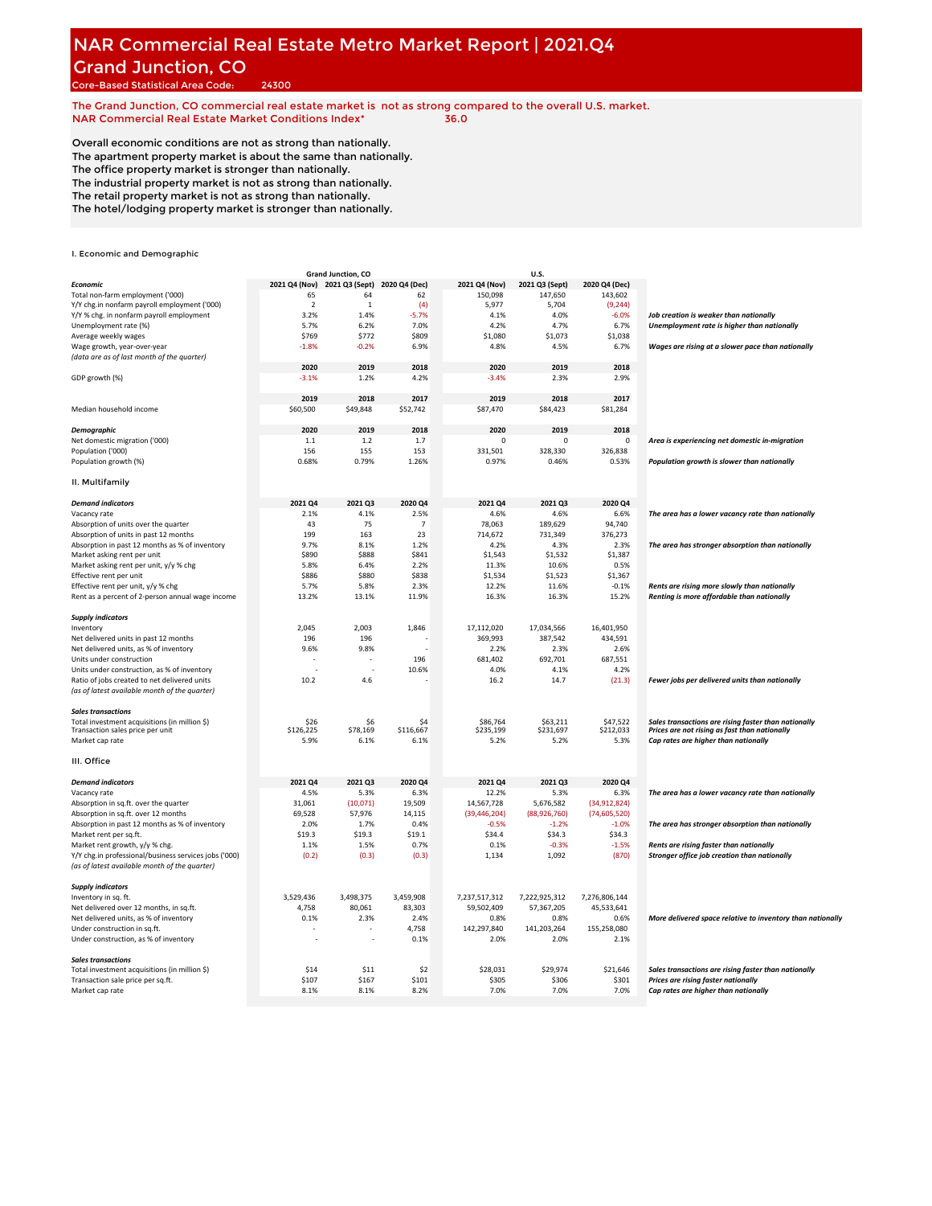# NAR Commercial Real Estate Metro Market Report | 2021.Q4

## Grand Junction, CO

Core-Based Statistical Area Code: 24300

The Grand Junction, CO commercial real estate market is not as strong compared to the overall U.S. market.
NAR Commercial Real Estate Market Conditions Index* 36.0

Overall economic conditions are not as strong than nationally.
The apartment property market is about the same than nationally.
The office property market is stronger than nationally.
The industrial property market is not as strong than nationally.
The retail property market is not as strong than nationally.
The hotel/lodging property market is stronger than nationally.

### I. Economic and Demographic

| | Grand Junction, CO | | | U.S. | | | |
|---|---|---|---|---|---|---|---|
| ***Economic*** | **2021 Q4 (Nov)** | **2021 Q3 (Sept)** | **2020 Q4 (Dec)** | **2021 Q4 (Nov)** | **2021 Q3 (Sept)** | **2020 Q4 (Dec)** | |
| Total non-farm employment ('000) | 65 | 64 | 62 | 150,098 | 147,650 | 143,602 | |
| Y/Y chg.in nonfarm payroll employment ('000) | 2 | 1 | (4) | 5,977 | 5,704 | (9,244) | |
| Y/Y % chg. in nonfarm payroll employment | 3.2% | 1.4% | -5.7% | 4.1% | 4.0% | -6.0% | *Job creation is weaker than nationally* |
| Unemployment rate (%) | 5.7% | 6.2% | 7.0% | 4.2% | 4.7% | 6.7% | *Unemployment rate is higher than nationally* |
| Average weekly wages | $769 | $772 | $809 | $1,080 | $1,073 | $1,038 | |
| Wage growth, year-over-year | -1.8% | -0.2% | 6.9% | 4.8% | 4.5% | 6.7% | *Wages are rising at a slower pace than nationally* |
| *(data are as of last month of the quarter)* | | | | | | | |
| | **2020** | **2019** | **2018** | **2020** | **2019** | **2018** | |
| GDP growth (%) | -3.1% | 1.2% | 4.2% | -3.4% | 2.3% | 2.9% | |
| | **2019** | **2018** | **2017** | **2019** | **2018** | **2017** | |
| Median household income | $60,500 | $49,848 | $52,742 | $87,470 | $84,423 | $81,284 | |
| ***Demographic*** | **2020** | **2019** | **2018** | **2020** | **2019** | **2018** | |
| Net domestic migration ('000) | 1.1 | 1.2 | 1.7 | 0 | 0 | 0 | *Area is experiencing net domestic in-migration* |
| Population ('000) | 156 | 155 | 153 | 331,501 | 328,330 | 326,838 | |
| Population growth (%) | 0.68% | 0.79% | 1.26% | 0.97% | 0.46% | 0.53% | *Population growth is slower than nationally* |

### II. Multifamily

| ***Demand indicators*** | **2021 Q4** | **2021 Q3** | **2020 Q4** | **2021 Q4** | **2021 Q3** | **2020 Q4** | |
|---|---|---|---|---|---|---|---|
| Vacancy rate | 2.1% | 4.1% | 2.5% | 4.6% | 4.6% | 6.6% | *The area has a lower vacancy rate than nationally* |
| Absorption of units over the quarter | 43 | 75 | 7 | 78,063 | 189,629 | 94,740 | |
| Absorption of units in past 12 months | 199 | 163 | 23 | 714,672 | 731,349 | 376,273 | |
| Absorption in past 12 months as % of inventory | 9.7% | 8.1% | 1.2% | 4.2% | 4.3% | 2.3% | *The area has stronger absorption than nationally* |
| Market asking rent per unit | $890 | $888 | $841 | $1,543 | $1,532 | $1,387 | |
| Market asking rent per unit, y/y % chg | 5.8% | 6.4% | 2.2% | 11.3% | 10.6% | 0.5% | |
| Effective rent per unit | $886 | $880 | $838 | $1,534 | $1,523 | $1,367 | |
| Effective rent per unit, y/y % chg | 5.7% | 5.8% | 2.3% | 12.2% | 11.6% | -0.1% | *Rents are rising more slowly than nationally* |
| Rent as a percent of 2-person annual wage income | 13.2% | 13.1% | 11.9% | 16.3% | 16.3% | 15.2% | *Renting is more affordable than nationally* |
| ***Supply indicators*** | | | | | | | |
| Inventory | 2,045 | 2,003 | 1,846 | 17,112,020 | 17,034,566 | 16,401,950 | |
| Net delivered units in past 12 months | 196 | 196 | - | 369,993 | 387,542 | 434,591 | |
| Net delivered units, as % of inventory | 9.6% | 9.8% | - | 2.2% | 2.3% | 2.6% | |
| Units under construction | - | - | 196 | 681,402 | 692,701 | 687,551 | |
| Units under construction, as % of inventory | - | - | 10.6% | 4.0% | 4.1% | 4.2% | |
| Ratio of jobs created to net delivered units | 10.2 | 4.6 | - | 16.2 | 14.7 | (21.3) | *Fewer jobs per delivered units than nationally* |
| *(as of latest available month of the quarter)* | | | | | | | |
| ***Sales transactions*** | | | | | | | |
| Total investment acquisitions (in million $) | $26 | $6 | $4 | $86,764 | $63,211 | $47,522 | *Sales transactions are rising faster than nationally* |
| Transaction sales price per unit | $126,225 | $78,169 | $116,667 | $235,199 | $231,697 | $212,033 | *Prices are not rising as fast than nationally* |
| Market cap rate | 5.9% | 6.1% | 6.1% | 5.2% | 5.2% | 5.3% | *Cap rates are higher than nationally* |

### III. Office

| ***Demand indicators*** | **2021 Q4** | **2021 Q3** | **2020 Q4** | **2021 Q4** | **2021 Q3** | **2020 Q4** | |
|---|---|---|---|---|---|---|---|
| Vacancy rate | 4.5% | 5.3% | 6.3% | 12.2% | 5.3% | 6.3% | *The area has a lower vacancy rate than nationally* |
| Absorption in sq.ft. over the quarter | 31,061 | (10,071) | 19,509 | 14,567,728 | 5,676,582 | (34,912,824) | |
| Absorption in sq.ft. over 12 months | 69,528 | 57,976 | 14,115 | (39,446,204) | (88,926,760) | (74,605,520) | |
| Absorption in past 12 months as % of inventory | 2.0% | 1.7% | 0.4% | -0.5% | -1.2% | -1.0% | *The area has stronger absorption than nationally* |
| Market rent per sq.ft. | $19.3 | $19.3 | $19.1 | $34.4 | $34.3 | $34.3 | |
| Market rent growth, y/y % chg. | 1.1% | 1.5% | 0.7% | 0.1% | -0.3% | -1.5% | *Rents are rising faster than nationally* |
| Y/Y chg.in professional/business services jobs ('000) | (0.2) | (0.3) | (0.3) | 1,134 | 1,092 | (870) | *Stronger office job creation than nationally* |
| *(as of latest available month of the quarter)* | | | | | | | |
| ***Supply indicators*** | | | | | | | |
| Inventory in sq. ft. | 3,529,436 | 3,498,375 | 3,459,908 | 7,237,517,312 | 7,222,925,312 | 7,276,806,144 | |
| Net delivered over 12 months, in sq.ft. | 4,758 | 80,061 | 83,303 | 59,502,409 | 57,367,205 | 45,533,641 | |
| Net delivered units, as % of inventory | 0.1% | 2.3% | 2.4% | 0.8% | 0.8% | 0.6% | *More delivered space relative to inventory than nationally* |
| Under construction in sq.ft. | - | - | 4,758 | 142,297,840 | 141,203,264 | 155,258,080 | |
| Under construction, as % of inventory | - | - | 0.1% | 2.0% | 2.0% | 2.1% | |
| ***Sales transactions*** | | | | | | | |
| Total investment acquisitions (in million $) | $14 | $11 | $2 | $28,031 | $29,974 | $21,646 | *Sales transactions are rising faster than nationally* |
| Transaction sale price per sq.ft. | $107 | $167 | $101 | $305 | $306 | $301 | *Prices are rising faster nationally* |
| Market cap rate | 8.1% | 8.1% | 8.2% | 7.0% | 7.0% | 7.0% | *Cap rates are higher than nationally* |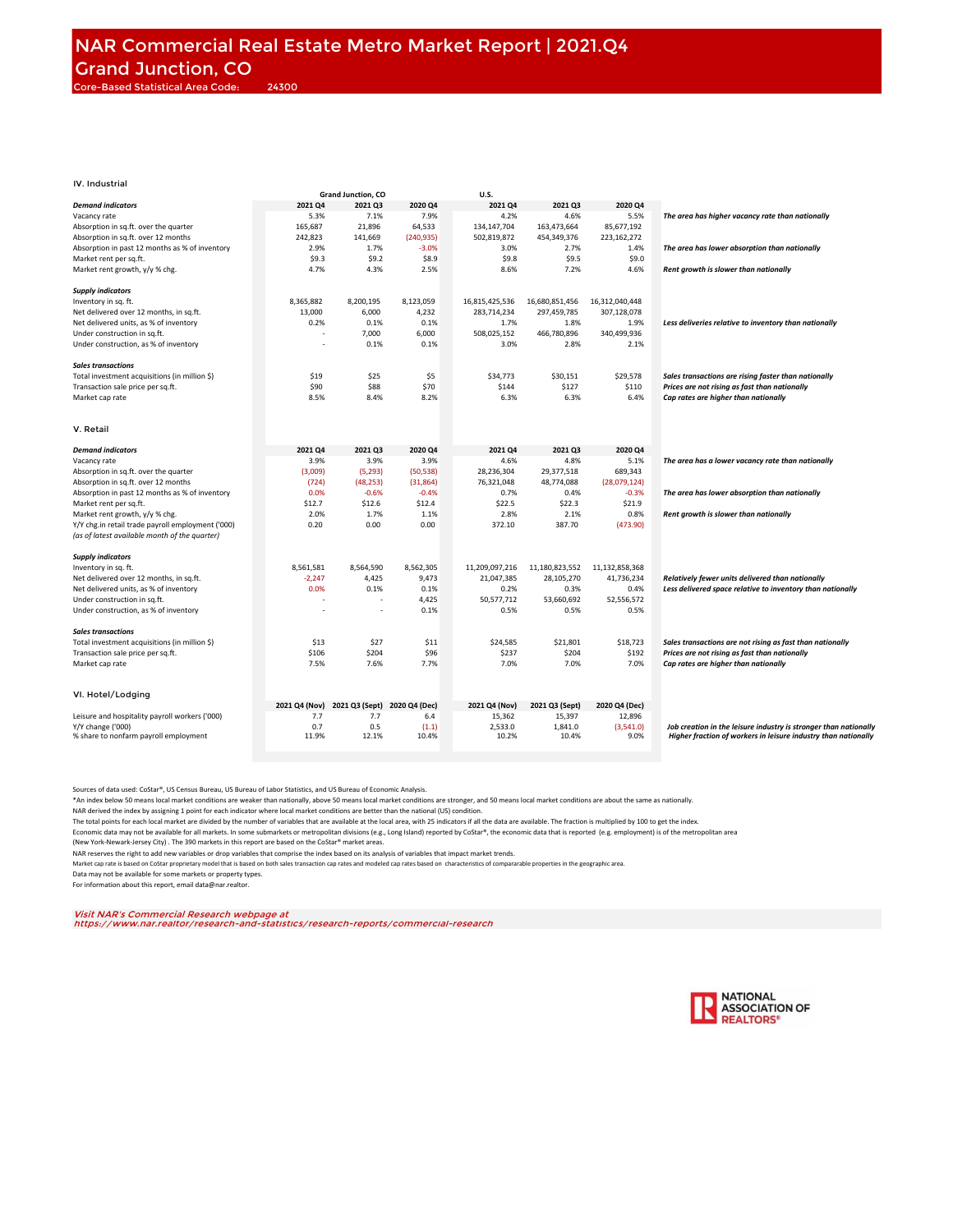# NAR Commercial Real Estate Metro Market Report | 2021.Q4

## Grand Junction, CO

Core-Based Statistical Area Code: 24300

### IV. Industrial

| | Grand Junction, CO | | | U.S. | | | |
|---|---|---|---|---|---|---|---|
| ***Demand indicators*** | **2021 Q4** | **2021 Q3** | **2020 Q4** | **2021 Q4** | **2021 Q3** | **2020 Q4** | |
| Vacancy rate | 5.3% | 7.1% | 7.9% | 4.2% | 4.6% | 5.5% | ***The area has higher vacancy rate than nationally*** |
| Absorption in sq.ft. over the quarter | 165,687 | 21,896 | 64,533 | 134,147,704 | 163,473,664 | 85,677,192 | |
| Absorption in sq.ft. over 12 months | 242,823 | 141,669 | (240,935) | 502,819,872 | 454,349,376 | 223,162,272 | |
| Absorption in past 12 months as % of inventory | 2.9% | 1.7% | -3.0% | 3.0% | 2.7% | 1.4% | ***The area has lower absorption than nationally*** |
| Market rent per sq.ft. | $9.3 | $9.2 | $8.9 | $9.8 | $9.5 | $9.0 | |
| Market rent growth, y/y % chg. | 4.7% | 4.3% | 2.5% | 8.6% | 7.2% | 4.6% | ***Rent growth is slower than nationally*** |
| ***Supply indicators*** | | | | | | | |
| Inventory in sq. ft. | 8,365,882 | 8,200,195 | 8,123,059 | 16,815,425,536 | 16,680,851,456 | 16,312,040,448 | |
| Net delivered over 12 months, in sq.ft. | 13,000 | 6,000 | 4,232 | 283,714,234 | 297,459,785 | 307,128,078 | |
| Net delivered units, as % of inventory | 0.2% | 0.1% | 0.1% | 1.7% | 1.8% | 1.9% | ***Less deliveries relative to inventory than nationally*** |
| Under construction in sq.ft. | - | 7,000 | 6,000 | 508,025,152 | 466,780,896 | 340,499,936 | |
| Under construction, as % of inventory | - | 0.1% | 0.1% | 3.0% | 2.8% | 2.1% | |
| ***Sales transactions*** | | | | | | | |
| Total investment acquisitions (in million $) | $19 | $25 | $5 | $34,773 | $30,151 | $29,578 | ***Sales transactions are rising faster than nationally*** |
| Transaction sale price per sq.ft. | $90 | $88 | $70 | $144 | $127 | $110 | ***Prices are not rising as fast than nationally*** |
| Market cap rate | 8.5% | 8.4% | 8.2% | 6.3% | 6.3% | 6.4% | ***Cap rates are higher than nationally*** |

### V. Retail

| ***Demand indicators*** | **2021 Q4** | **2021 Q3** | **2020 Q4** | **2021 Q4** | **2021 Q3** | **2020 Q4** | |
|---|---|---|---|---|---|---|---|
| Vacancy rate | 3.9% | 3.9% | 3.9% | 4.6% | 4.8% | 5.1% | ***The area has a lower vacancy rate than nationally*** |
| Absorption in sq.ft. over the quarter | (3,009) | (5,293) | (50,538) | 28,236,304 | 29,377,518 | 689,343 | |
| Absorption in sq.ft. over 12 months | (724) | (48,253) | (31,864) | 76,321,048 | 48,774,088 | (28,079,124) | |
| Absorption in past 12 months as % of inventory | 0.0% | -0.6% | -0.4% | 0.7% | 0.4% | -0.3% | ***The area has lower absorption than nationally*** |
| Market rent per sq.ft. | $12.7 | $12.6 | $12.4 | $22.5 | $22.3 | $21.9 | |
| Market rent growth, y/y % chg. | 2.0% | 1.7% | 1.1% | 2.8% | 2.1% | 0.8% | ***Rent growth is slower than nationally*** |
| Y/Y chg.in retail trade payroll employment ('000) | 0.20 | 0.00 | 0.00 | 372.10 | 387.70 | (473.90) | |
| *(as of latest available month of the quarter)* | | | | | | | |
| ***Supply indicators*** | | | | | | | |
| Inventory in sq. ft. | 8,561,581 | 8,564,590 | 8,562,305 | 11,209,097,216 | 11,180,823,552 | 11,132,858,368 | |
| Net delivered over 12 months, in sq.ft. | -2,247 | 4,425 | 9,473 | 21,047,385 | 28,105,270 | 41,736,234 | ***Relatively fewer units delivered than nationally*** |
| Net delivered units, as % of inventory | 0.0% | 0.1% | 0.1% | 0.2% | 0.3% | 0.4% | ***Less delivered space relative to inventory than nationally*** |
| Under construction in sq.ft. | - | - | 4,425 | 50,577,712 | 53,660,692 | 52,556,572 | |
| Under construction, as % of inventory | - | - | 0.1% | 0.5% | 0.5% | 0.5% | |
| ***Sales transactions*** | | | | | | | |
| Total investment acquisitions (in million $) | $13 | $27 | $11 | $24,585 | $21,801 | $18,723 | ***Sales transactions are not rising as fast than nationally*** |
| Transaction sale price per sq.ft. | $106 | $204 | $96 | $237 | $204 | $192 | ***Prices are not rising as fast than nationally*** |
| Market cap rate | 7.5% | 7.6% | 7.7% | 7.0% | 7.0% | 7.0% | ***Cap rates are higher than nationally*** |

### VI. Hotel/Lodging

| | **2021 Q4 (Nov)** | **2021 Q3 (Sept)** | **2020 Q4 (Dec)** | **2021 Q4 (Nov)** | **2021 Q3 (Sept)** | **2020 Q4 (Dec)** | |
|---|---|---|---|---|---|---|---|
| Leisure and hospitality payroll workers ('000) | 7.7 | 7.7 | 6.4 | 15,362 | 15,397 | 12,896 | |
| Y/Y change ('000) | 0.7 | 0.5 | (1.1) | 2,533.0 | 1,841.0 | (3,541.0) | ***Job creation in the leisure industry is stronger than nationally*** |
| % share to nonfarm payroll employment | 11.9% | 12.1% | 10.4% | 10.2% | 10.4% | 9.0% | ***Higher fraction of workers in leisure industry than nationally*** |

Sources of data used: CoStar®, US Census Bureau, US Bureau of Labor Statistics, and US Bureau of Economic Analysis.

*An index below 50 means local market conditions are weaker than nationally, above 50 means local market conditions are stronger, and 50 means local market conditions are about the same as nationally.

NAR derived the index by assigning 1 point for each indicator where local market conditions are better than the national (US) condition.

The total points for each local market are divided by the number of variables that are available at the local area, with 25 indicators if all the data are available. The fraction is multiplied by 100 to get the index.

Economic data may not be available for all markets. In some submarkets or metropolitan divisions (e.g., Long Island) reported by CoStar®, the economic data that is reported (e.g. employment) is of the metropolitan area (New York-Newark-Jersey City) . The 390 markets in this report are based on the CoStar® market areas.

NAR reserves the right to add new variables or drop variables that comprise the index based on its analysis of variables that impact market trends.

Market cap rate is based on CoStar proprietary model that is based on both sales transaction cap rates and modeled cap rates based on characteristics of comparable properties in the geographic area.

Data may not be available for some markets or property types.

For information about this report, email data@nar.realtor.

*Visit NAR's Commercial Research webpage at https://www.nar.realtor/research-and-statistics/research-reports/commercial-research*

NATIONAL ASSOCIATION OF REALTORS®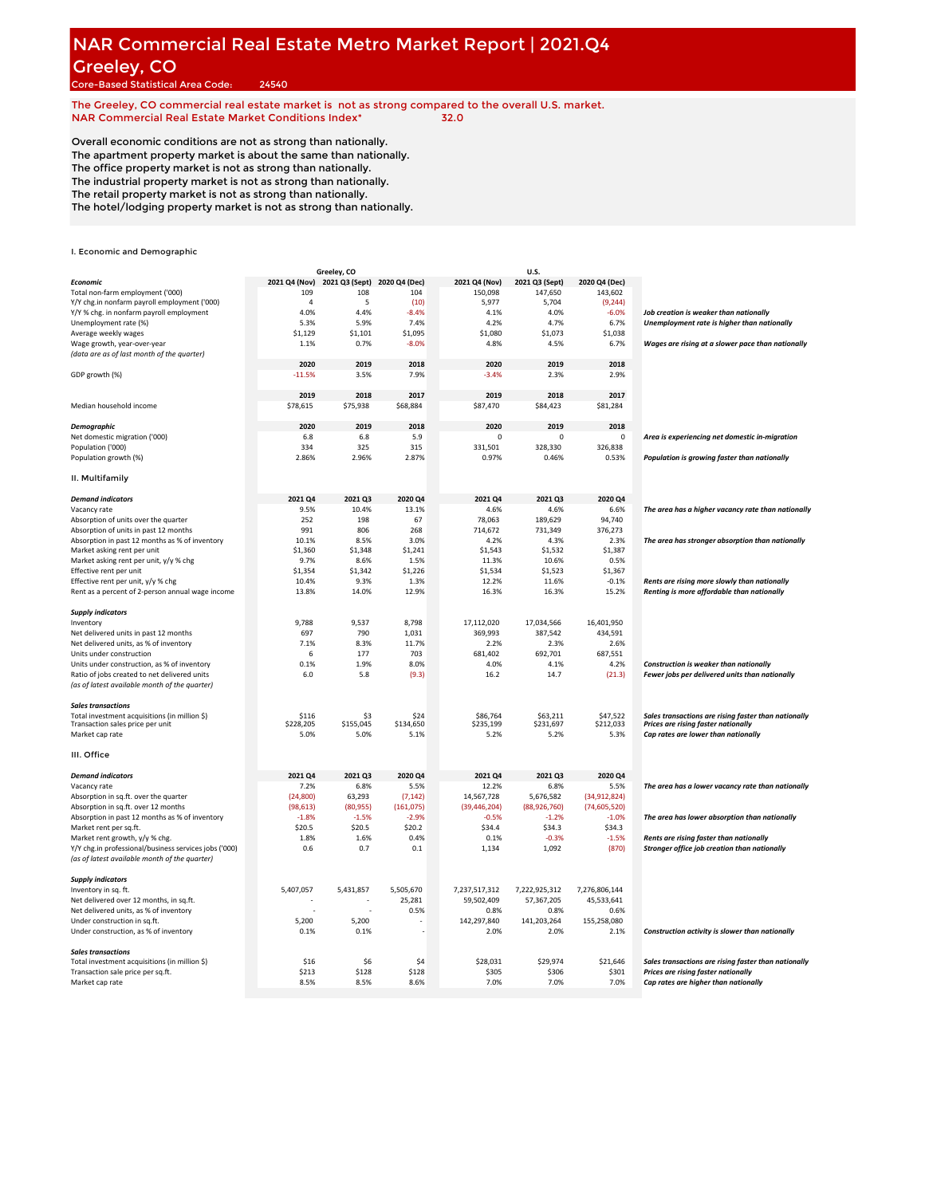# NAR Commercial Real Estate Metro Market Report | 2021.Q4

## Greeley, CO

Core-Based Statistical Area Code: 24540

The Greeley, CO commercial real estate market is not as strong compared to the overall U.S. market.
NAR Commercial Real Estate Market Conditions Index* 32.0

Overall economic conditions are not as strong than nationally.
The apartment property market is about the same than nationally.
The office property market is not as strong than nationally.
The industrial property market is not as strong than nationally.
The retail property market is not as strong than nationally.
The hotel/lodging property market is not as strong than nationally.

### I. Economic and Demographic

| | Greeley, CO | | | U.S. | | | |
|---|---|---|---|---|---|---|---|
| ***Economic*** | **2021 Q4 (Nov)** | **2021 Q3 (Sept)** | **2020 Q4 (Dec)** | **2021 Q4 (Nov)** | **2021 Q3 (Sept)** | **2020 Q4 (Dec)** | |
| Total non-farm employment ('000) | 109 | 108 | 104 | 150,098 | 147,650 | 143,602 | |
| Y/Y chg.in nonfarm payroll employment ('000) | 4 | 5 | (10) | 5,977 | 5,704 | (9,244) | |
| Y/Y % chg. in nonfarm payroll employment | 4.0% | 4.4% | -8.4% | 4.1% | 4.0% | -6.0% | *Job creation is weaker than nationally* |
| Unemployment rate (%) | 5.3% | 5.9% | 7.4% | 4.2% | 4.7% | 6.7% | *Unemployment rate is higher than nationally* |
| Average weekly wages | $1,129 | $1,101 | $1,095 | $1,080 | $1,073 | $1,038 | |
| Wage growth, year-over-year | 1.1% | 0.7% | -8.0% | 4.8% | 4.5% | 6.7% | *Wages are rising at a slower pace than nationally* |
| *(data are as of last month of the quarter)* | | | | | | | |
| | **2020** | **2019** | **2018** | **2020** | **2019** | **2018** | |
| GDP growth (%) | -11.5% | 3.5% | 7.9% | -3.4% | 2.3% | 2.9% | |
| | **2019** | **2018** | **2017** | **2019** | **2018** | **2017** | |
| Median household income | $78,615 | $75,938 | $68,884 | $87,470 | $84,423 | $81,284 | |
| ***Demographic*** | **2020** | **2019** | **2018** | **2020** | **2019** | **2018** | |
| Net domestic migration ('000) | 6.8 | 6.8 | 5.9 | 0 | 0 | 0 | *Area is experiencing net domestic in-migration* |
| Population ('000) | 334 | 325 | 315 | 331,501 | 328,330 | 326,838 | |
| Population growth (%) | 2.86% | 2.96% | 2.87% | 0.97% | 0.46% | 0.53% | *Population is growing faster than nationally* |

### II. Multifamily

| | Greeley, CO | | | U.S. | | | |
|---|---|---|---|---|---|---|---|
| ***Demand indicators*** | **2021 Q4** | **2021 Q3** | **2020 Q4** | **2021 Q4** | **2021 Q3** | **2020 Q4** | |
| Vacancy rate | 9.5% | 10.4% | 13.1% | 4.6% | 4.6% | 6.6% | *The area has a higher vacancy rate than nationally* |
| Absorption of units over the quarter | 252 | 198 | 67 | 78,063 | 189,629 | 94,740 | |
| Absorption of units in past 12 months | 991 | 806 | 268 | 714,672 | 731,349 | 376,273 | |
| Absorption in past 12 months as % of inventory | 10.1% | 8.5% | 3.0% | 4.2% | 4.3% | 2.3% | *The area has stronger absorption than nationally* |
| Market asking rent per unit | $1,360 | $1,348 | $1,241 | $1,543 | $1,532 | $1,387 | |
| Market asking rent per unit, y/y % chg | 9.7% | 8.6% | 1.5% | 11.3% | 10.6% | 0.5% | |
| Effective rent per unit | $1,354 | $1,342 | $1,226 | $1,534 | $1,523 | $1,367 | |
| Effective rent per unit, y/y % chg | 10.4% | 9.3% | 1.3% | 12.2% | 11.6% | -0.1% | *Rents are rising more slowly than nationally* |
| Rent as a percent of 2-person annual wage income | 13.8% | 14.0% | 12.9% | 16.3% | 16.3% | 15.2% | *Renting is more affordable than nationally* |
| ***Supply indicators*** | | | | | | | |
| Inventory | 9,788 | 9,537 | 8,798 | 17,112,020 | 17,034,566 | 16,401,950 | |
| Net delivered units in past 12 months | 697 | 790 | 1,031 | 369,993 | 387,542 | 434,591 | |
| Net delivered units, as % of inventory | 7.1% | 8.3% | 11.7% | 2.2% | 2.3% | 2.6% | |
| Units under construction | 6 | 177 | 703 | 681,402 | 692,701 | 687,551 | |
| Units under construction, as % of inventory | 0.1% | 1.9% | 8.0% | 4.0% | 4.1% | 4.2% | *Construction is weaker than nationally* |
| Ratio of jobs created to net delivered units | 6.0 | 5.8 | (9.3) | 16.2 | 14.7 | (21.3) | *Fewer jobs per delivered units than nationally* |
| *(as of latest available month of the quarter)* | | | | | | | |
| ***Sales transactions*** | | | | | | | |
| Total investment acquisitions (in million $) | $116 | $3 | $24 | $86,764 | $63,211 | $47,522 | *Sales transactions are rising faster than nationally* |
| Transaction sales price per unit | $228,205 | $155,045 | $134,650 | $235,199 | $231,697 | $212,033 | *Prices are rising faster nationally* |
| Market cap rate | 5.0% | 5.0% | 5.1% | 5.2% | 5.2% | 5.3% | *Cap rates are lower than nationally* |

### III. Office

| | Greeley, CO | | | U.S. | | | |
|---|---|---|---|---|---|---|---|
| ***Demand indicators*** | **2021 Q4** | **2021 Q3** | **2020 Q4** | **2021 Q4** | **2021 Q3** | **2020 Q4** | |
| Vacancy rate | 7.2% | 6.8% | 5.5% | 12.2% | 6.8% | 5.5% | *The area has a lower vacancy rate than nationally* |
| Absorption in sq.ft. over the quarter | (24,800) | 63,293 | (7,142) | 14,567,728 | 5,676,582 | (34,912,824) | |
| Absorption in sq.ft. over 12 months | (98,613) | (80,955) | (161,075) | (39,446,204) | (88,926,760) | (74,605,520) | |
| Absorption in past 12 months as % of inventory | -1.8% | -1.5% | -2.9% | -0.5% | -1.2% | -1.0% | *The area has lower absorption than nationally* |
| Market rent per sq.ft. | $20.5 | $20.5 | $20.2 | $34.4 | $34.3 | $34.3 | |
| Market rent growth, y/y % chg. | 1.8% | 1.6% | 0.4% | 0.1% | -0.3% | -1.5% | *Rents are rising faster than nationally* |
| Y/Y chg.in professional/business services jobs ('000) | 0.6 | 0.7 | 0.1 | 1,134 | 1,092 | (870) | *Stronger office job creation than nationally* |
| *(as of latest available month of the quarter)* | | | | | | | |
| ***Supply indicators*** | | | | | | | |
| Inventory in sq. ft. | 5,407,057 | 5,431,857 | 5,505,670 | 7,237,517,312 | 7,222,925,312 | 7,276,806,144 | |
| Net delivered over 12 months, in sq.ft. | - | - | 25,281 | 59,502,409 | 57,367,205 | 45,533,641 | |
| Net delivered units, as % of inventory | - | - | 0.5% | 0.8% | 0.8% | 0.6% | |
| Under construction in sq.ft. | 5,200 | 5,200 | - | 142,297,840 | 141,203,264 | 155,258,080 | |
| Under construction, as % of inventory | 0.1% | 0.1% | - | 2.0% | 2.0% | 2.1% | *Construction activity is slower than nationally* |
| ***Sales transactions*** | | | | | | | |
| Total investment acquisitions (in million $) | $16 | $6 | $4 | $28,031 | $29,974 | $21,646 | *Sales transactions are rising faster than nationally* |
| Transaction sale price per sq.ft. | $213 | $128 | $128 | $305 | $306 | $301 | *Prices are rising faster nationally* |
| Market cap rate | 8.5% | 8.5% | 8.6% | 7.0% | 7.0% | 7.0% | *Cap rates are higher than nationally* |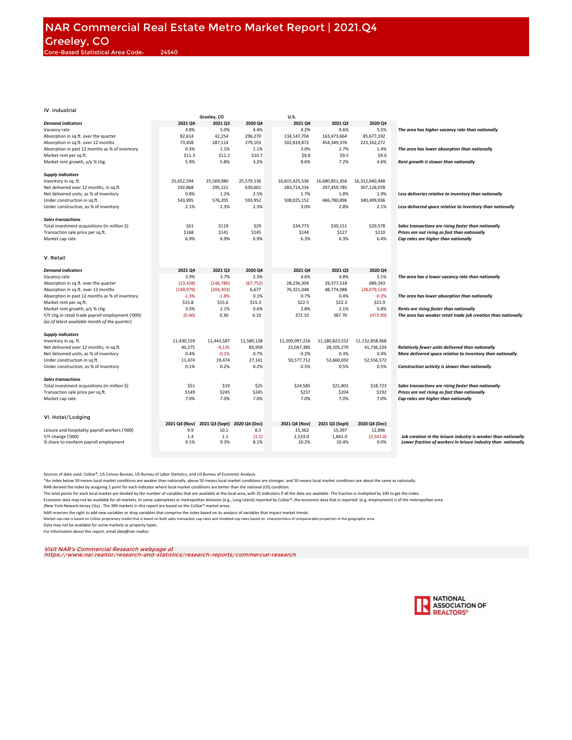# NAR Commercial Real Estate Metro Market Report | 2021.Q4

## Greeley, CO

Core-Based Statistical Area Code: 24540

## IV. Industrial

| | Greeley, CO | | | U.S. | | | |
|---|---|---|---|---|---|---|---|
| ***Demand indicators*** | **2021 Q4** | **2021 Q3** | **2020 Q4** | **2021 Q4** | **2021 Q3** | **2020 Q4** | |
| Vacancy rate | 4.8% | 5.0% | 4.4% | 4.2% | 4.6% | 5.5% | ***The area has higher vacancy rate than nationally*** |
| Absorption in sq.ft. over the quarter | 82,614 | 42,254 | 296,270 | 134,147,704 | 163,473,664 | 85,677,192 | |
| Absorption in sq.ft. over 12 months | 73,458 | 287,114 | 279,103 | 502,819,872 | 454,349,376 | 223,162,272 | |
| Absorption in past 12 months as % of inventory | 0.3% | 1.1% | 1.1% | 3.0% | 2.7% | 1.4% | ***The area has lower absorption than nationally*** |
| Market rent per sq.ft. | $11.3 | $11.2 | $10.7 | $9.8 | $9.5 | $9.0 | |
| Market rent growth, y/y % chg. | 5.9% | 5.8% | 3.2% | 8.6% | 7.2% | 4.6% | ***Rent growth is slower than nationally*** |
| ***Supply indicators*** | | | | | | | |
| Inventory in sq. ft. | 25,652,594 | 25,569,980 | 25,579,136 | 16,815,425,536 | 16,680,851,456 | 16,312,040,448 | |
| Net delivered over 12 months, in sq.ft. | 192,868 | 295,151 | 630,601 | 283,714,234 | 297,459,785 | 307,128,078 | |
| Net delivered units, as % of inventory | 0.8% | 1.2% | 2.5% | 1.7% | 1.8% | 1.9% | ***Less deliveries relative to inventory than nationally*** |
| Under construction in sq.ft. | 543,995 | 576,205 | 593,952 | 508,025,152 | 466,780,896 | 340,499,936 | |
| Under construction, as % of inventory | 2.1% | 2.3% | 2.3% | 3.0% | 2.8% | 2.1% | ***Less delivered space relative to inventory than nationally*** |
| ***Sales transactions*** | | | | | | | |
| Total investment acquisitions (in million $) | $61 | $119 | $29 | $34,773 | $30,151 | $29,578 | ***Sales transactions are rising faster than nationally*** |
| Transaction sale price per sq.ft. | $168 | $141 | $145 | $144 | $127 | $110 | ***Prices are not rising as fast than nationally*** |
| Market cap rate | 6.9% | 6.9% | 6.9% | 6.3% | 6.3% | 6.4% | ***Cap rates are higher than nationally*** |

## V. Retail

| ***Demand indicators*** | **2021 Q4** | **2021 Q3** | **2020 Q4** | **2021 Q4** | **2021 Q3** | **2020 Q4** | |
|---|---|---|---|---|---|---|---|
| Vacancy rate | 3.9% | 3.7% | 2.3% | 4.6% | 4.8% | 5.1% | ***The area has a lower vacancy rate than nationally*** |
| Absorption in sq.ft. over the quarter | (13,428) | (146,786) | (67,752) | 28,236,304 | 29,377,518 | 689,343 | |
| Absorption in sq.ft. over 12 months | (149,979) | (204,303) | 6,677 | 76,321,048 | 48,774,088 | (28,079,124) | |
| Absorption in past 12 months as % of inventory | -1.3% | -1.8% | 0.1% | 0.7% | 0.4% | -0.3% | ***The area has lower absorption than nationally*** |
| Market rent per sq.ft. | $15.8 | $15.6 | $15.3 | $22.5 | $22.3 | $21.9 | |
| Market rent growth, y/y % chg. | 3.3% | 2.1% | 0.6% | 2.8% | 2.1% | 0.8% | ***Rents are rising faster than nationally*** |
| Y/Y chg.in retail trade payroll employment ('000) *(as of latest available month of the quarter)* | (0.40) | 0.30 | 0.10 | 372.10 | 387.70 | (473.90) | ***The area has weaker retail trade job creation than nationally*** |
| ***Supply indicators*** | | | | | | | |
| Inventory in sq. ft. | 11,430,159 | 11,443,587 | 11,580,138 | 11,209,097,216 | 11,180,823,552 | 11,132,858,368 | |
| Net delivered over 12 months, in sq.ft. | 40,275 | -9,135 | 83,958 | 21,047,385 | 28,105,270 | 41,736,234 | ***Relatively fewer units delivered than nationally*** |
| Net delivered units, as % of inventory | 0.4% | -0.1% | 0.7% | 0.2% | 0.3% | 0.4% | ***More delivered space relative to inventory than nationally*** |
| Under construction in sq.ft. | 11,474 | 19,474 | 27,141 | 50,577,712 | 53,660,692 | 52,556,572 | |
| Under construction, as % of inventory | 0.1% | 0.2% | 0.2% | 0.5% | 0.5% | 0.5% | ***Construction activity is slower than nationally*** |
| ***Sales transactions*** | | | | | | | |
| Total investment acquisitions (in million $) | $51 | $19 | $25 | $24,585 | $21,801 | $18,723 | ***Sales transactions are rising faster than nationally*** |
| Transaction sale price per sq.ft. | $149 | $245 | $245 | $237 | $204 | $192 | ***Prices are not rising as fast than nationally*** |
| Market cap rate | 7.0% | 7.0% | 7.0% | 7.0% | 7.0% | 7.0% | ***Cap rates are higher than nationally*** |

## VI. Hotel/Lodging

| | **2021 Q4 (Nov)** | **2021 Q3 (Sept)** | **2020 Q4 (Dec)** | **2021 Q4 (Nov)** | **2021 Q3 (Sept)** | **2020 Q4 (Dec)** | |
|---|---|---|---|---|---|---|---|
| Leisure and hospitality payroll workers ('000) | 9.9 | 10.1 | 8.5 | 15,362 | 15,397 | 12,896 | |
| Y/Y change ('000) | 1.4 | 1.1 | (1.2) | 2,533.0 | 1,841.0 | (3,541.0) | ***Job creation in the leisure industry is weaker than nationally*** |
| % share to nonfarm payroll employment | 9.1% | 9.3% | 8.1% | 10.2% | 10.4% | 9.0% | ***Lower fraction of workers in leisure industry than nationally*** |

Sources of data used: CoStar®, US Census Bureau, US Bureau of Labor Statistics, and US Bureau of Economic Analysis.

*An index below 50 means local market conditions are weaker than nationally, above 50 means local market conditions are stronger, and 50 means local market conditions are about the same as nationally.

NAR derived the index by assigning 1 point for each indicator where local market conditions are better than the national (US) condition.

The total points for each local market are divided by the number of variables that are available at the local area, with 25 indicators if all the data are available. The fraction is multiplied by 100 to get the index.

Economic data may not be available for all markets. In some submarkets or metropolitan divisions (e.g., Long Island) reported by CoStar®, the economic data that is reported (e.g. employment) is of the metropolitan area (New York-Newark-Jersey City) . The 390 markets in this report are based on the CoStar® market areas.

NAR reserves the right to add new variables or drop variables that comprise the index based on its analysis of variables that impact market trends.

Market cap rate is based on CoStar proprietary model that is based on both sales transaction cap rates and modeled cap rates based on characteristics of comparable properties in the geographic area.

Data may not be available for some markets or property types.

For information about this report, email data@nar.realtor.

*Visit NAR's Commercial Research webpage at https://www.nar.realtor/research-and-statistics/research-reports/commercial-research*

NATIONAL ASSOCIATION OF REALTORS®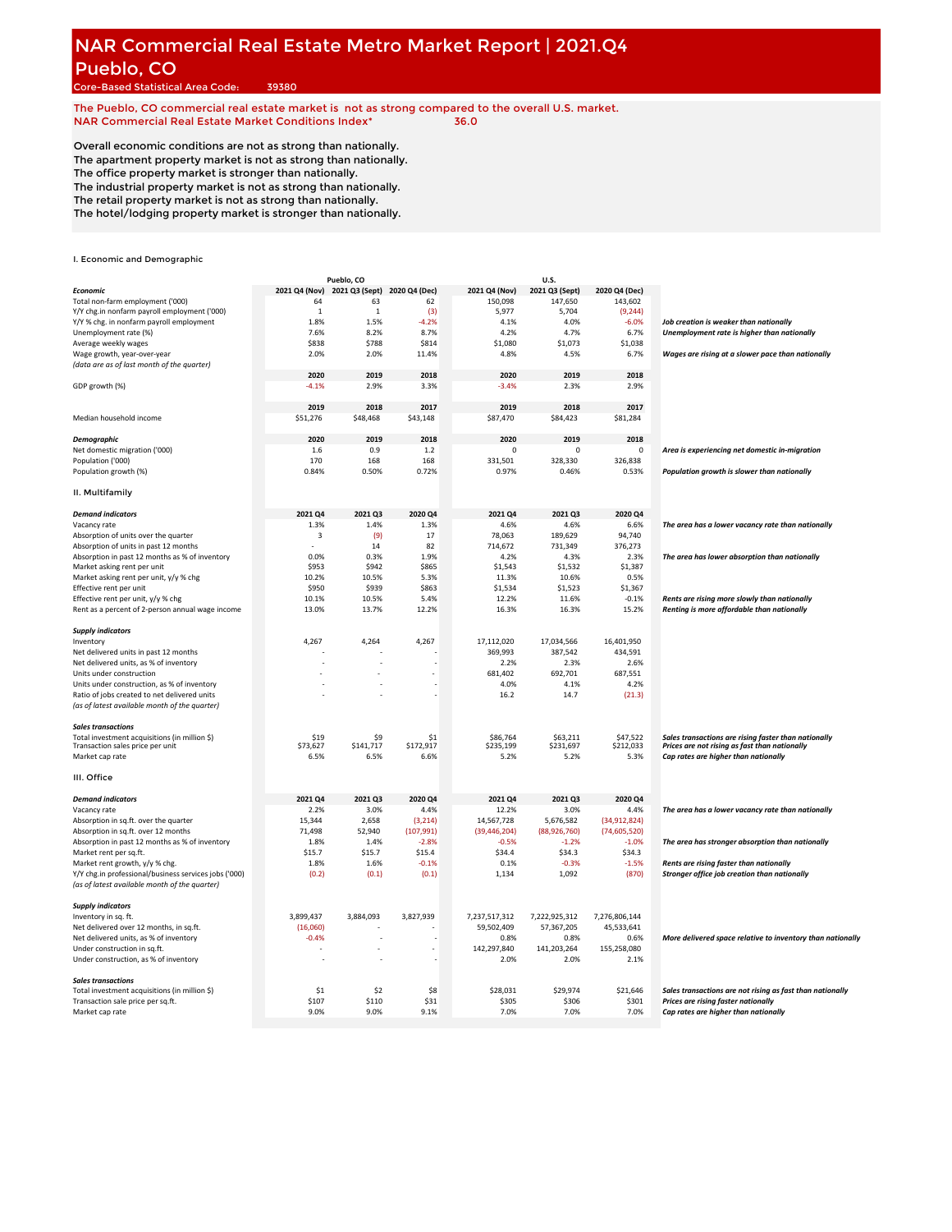# NAR Commercial Real Estate Metro Market Report | 2021.Q4

## Pueblo, CO

Core-Based Statistical Area Code: 39380

The Pueblo, CO commercial real estate market is not as strong compared to the overall U.S. market.
NAR Commercial Real Estate Market Conditions Index* 36.0

Overall economic conditions are not as strong than nationally.
The apartment property market is not as strong than nationally.
The office property market is stronger than nationally.
The industrial property market is not as strong than nationally.
The retail property market is not as strong than nationally.
The hotel/lodging property market is stronger than nationally.

### I. Economic and Demographic

| | Pueblo, CO | | | U.S. | | | |
|---|---|---|---|---|---|---|---|
| ***Economic*** | **2021 Q4 (Nov)** | **2021 Q3 (Sept)** | **2020 Q4 (Dec)** | **2021 Q4 (Nov)** | **2021 Q3 (Sept)** | **2020 Q4 (Dec)** | |
| Total non-farm employment ('000) | 64 | 63 | 62 | 150,098 | 147,650 | 143,602 | |
| Y/Y chg.in nonfarm payroll employment ('000) | 1 | 1 | (3) | 5,977 | 5,704 | (9,244) | |
| Y/Y % chg. in nonfarm payroll employment | 1.8% | 1.5% | -4.2% | 4.1% | 4.0% | -6.0% | *Job creation is weaker than nationally* |
| Unemployment rate (%) | 7.6% | 8.2% | 8.7% | 4.2% | 4.7% | 6.7% | *Unemployment rate is higher than nationally* |
| Average weekly wages | $838 | $788 | $814 | $1,080 | $1,073 | $1,038 | |
| Wage growth, year-over-year | 2.0% | 2.0% | 11.4% | 4.8% | 4.5% | 6.7% | *Wages are rising at a slower pace than nationally* |
| *(data are as of last month of the quarter)* | | | | | | | |
| | **2020** | **2019** | **2018** | **2020** | **2019** | **2018** | |
| GDP growth (%) | -4.1% | 2.9% | 3.3% | -3.4% | 2.3% | 2.9% | |
| | **2019** | **2018** | **2017** | **2019** | **2018** | **2017** | |
| Median household income | $51,276 | $48,468 | $43,148 | $87,470 | $84,423 | $81,284 | |
| ***Demographic*** | **2020** | **2019** | **2018** | **2020** | **2019** | **2018** | |
| Net domestic migration ('000) | 1.6 | 0.9 | 1.2 | 0 | 0 | 0 | *Area is experiencing net domestic in-migration* |
| Population ('000) | 170 | 168 | 168 | 331,501 | 328,330 | 326,838 | |
| Population growth (%) | 0.84% | 0.50% | 0.72% | 0.97% | 0.46% | 0.53% | *Population growth is slower than nationally* |

### II. Multifamily

| ***Demand indicators*** | **2021 Q4** | **2021 Q3** | **2020 Q4** | **2021 Q4** | **2021 Q3** | **2020 Q4** | |
|---|---|---|---|---|---|---|---|
| Vacancy rate | 1.3% | 1.4% | 1.3% | 4.6% | 4.6% | 6.6% | *The area has a lower vacancy rate than nationally* |
| Absorption of units over the quarter | 3 | (9) | 17 | 78,063 | 189,629 | 94,740 | |
| Absorption of units in past 12 months | - | 14 | 82 | 714,672 | 731,349 | 376,273 | |
| Absorption in past 12 months as % of inventory | 0.0% | 0.3% | 1.9% | 4.2% | 4.3% | 2.3% | *The area has lower absorption than nationally* |
| Market asking rent per unit | $953 | $942 | $865 | $1,543 | $1,532 | $1,387 | |
| Market asking rent per unit, y/y % chg | 10.2% | 10.5% | 5.3% | 11.3% | 10.6% | 0.5% | |
| Effective rent per unit | $950 | $939 | $863 | $1,534 | $1,523 | $1,367 | |
| Effective rent per unit, y/y % chg | 10.1% | 10.5% | 5.4% | 12.2% | 11.6% | -0.1% | *Rents are rising more slowly than nationally* |
| Rent as a percent of 2-person annual wage income | 13.0% | 13.7% | 12.2% | 16.3% | 16.3% | 15.2% | *Renting is more affordable than nationally* |
| ***Supply indicators*** | | | | | | | |
| Inventory | 4,267 | 4,264 | 4,267 | 17,112,020 | 17,034,566 | 16,401,950 | |
| Net delivered units in past 12 months | - | - | - | 369,993 | 387,542 | 434,591 | |
| Net delivered units, as % of inventory | - | - | - | 2.2% | 2.3% | 2.6% | |
| Units under construction | - | - | - | 681,402 | 692,701 | 687,551 | |
| Units under construction, as % of inventory | - | - | - | 4.0% | 4.1% | 4.2% | |
| Ratio of jobs created to net delivered units | - | - | - | 16.2 | 14.7 | (21.3) | |
| *(as of latest available month of the quarter)* | | | | | | | |
| ***Sales transactions*** | | | | | | | |
| Total investment acquisitions (in million $) | $19 | $9 | $1 | $86,764 | $63,211 | $47,522 | *Sales transactions are rising faster than nationally* |
| Transaction sales price per unit | $73,627 | $141,717 | $172,917 | $235,199 | $231,697 | $212,033 | *Prices are not rising as fast than nationally* |
| Market cap rate | 6.5% | 6.5% | 6.6% | 5.2% | 5.2% | 5.3% | *Cap rates are higher than nationally* |

### III. Office

| ***Demand indicators*** | **2021 Q4** | **2021 Q3** | **2020 Q4** | **2021 Q4** | **2021 Q3** | **2020 Q4** | |
|---|---|---|---|---|---|---|---|
| Vacancy rate | 2.2% | 3.0% | 4.4% | 12.2% | 3.0% | 4.4% | *The area has a lower vacancy rate than nationally* |
| Absorption in sq.ft. over the quarter | 15,344 | 2,658 | (3,214) | 14,567,728 | 5,676,582 | (34,912,824) | |
| Absorption in sq.ft. over 12 months | 71,498 | 52,940 | (107,991) | (39,446,204) | (88,926,760) | (74,605,520) | |
| Absorption in past 12 months as % of inventory | 1.8% | 1.4% | -2.8% | -0.5% | -1.2% | -1.0% | *The area has stronger absorption than nationally* |
| Market rent per sq.ft. | $15.7 | $15.7 | $15.4 | $34.4 | $34.3 | $34.3 | |
| Market rent growth, y/y % chg. | 1.8% | 1.6% | -0.1% | 0.1% | -0.3% | -1.5% | *Rents are rising faster than nationally* |
| Y/Y chg.in professional/business services jobs ('000) | (0.2) | (0.1) | (0.1) | 1,134 | 1,092 | (870) | *Stronger office job creation than nationally* |
| *(as of latest available month of the quarter)* | | | | | | | |
| ***Supply indicators*** | | | | | | | |
| Inventory in sq. ft. | 3,899,437 | 3,884,093 | 3,827,939 | 7,237,517,312 | 7,222,925,312 | 7,276,806,144 | |
| Net delivered over 12 months, in sq.ft. | (16,060) | - | - | 59,502,409 | 57,367,205 | 45,533,641 | |
| Net delivered units, as % of inventory | -0.4% | - | - | 0.8% | 0.8% | 0.6% | *More delivered space relative to inventory than nationally* |
| Under construction in sq.ft. | - | - | - | 142,297,840 | 141,203,264 | 155,258,080 | |
| Under construction, as % of inventory | - | - | - | 2.0% | 2.0% | 2.1% | |
| ***Sales transactions*** | | | | | | | |
| Total investment acquisitions (in million $) | $1 | $2 | $8 | $28,031 | $29,974 | $21,646 | *Sales transactions are not rising as fast than nationally* |
| Transaction sale price per sq.ft. | $107 | $110 | $31 | $305 | $306 | $301 | *Prices are rising faster nationally* |
| Market cap rate | 9.0% | 9.0% | 9.1% | 7.0% | 7.0% | 7.0% | *Cap rates are higher than nationally* |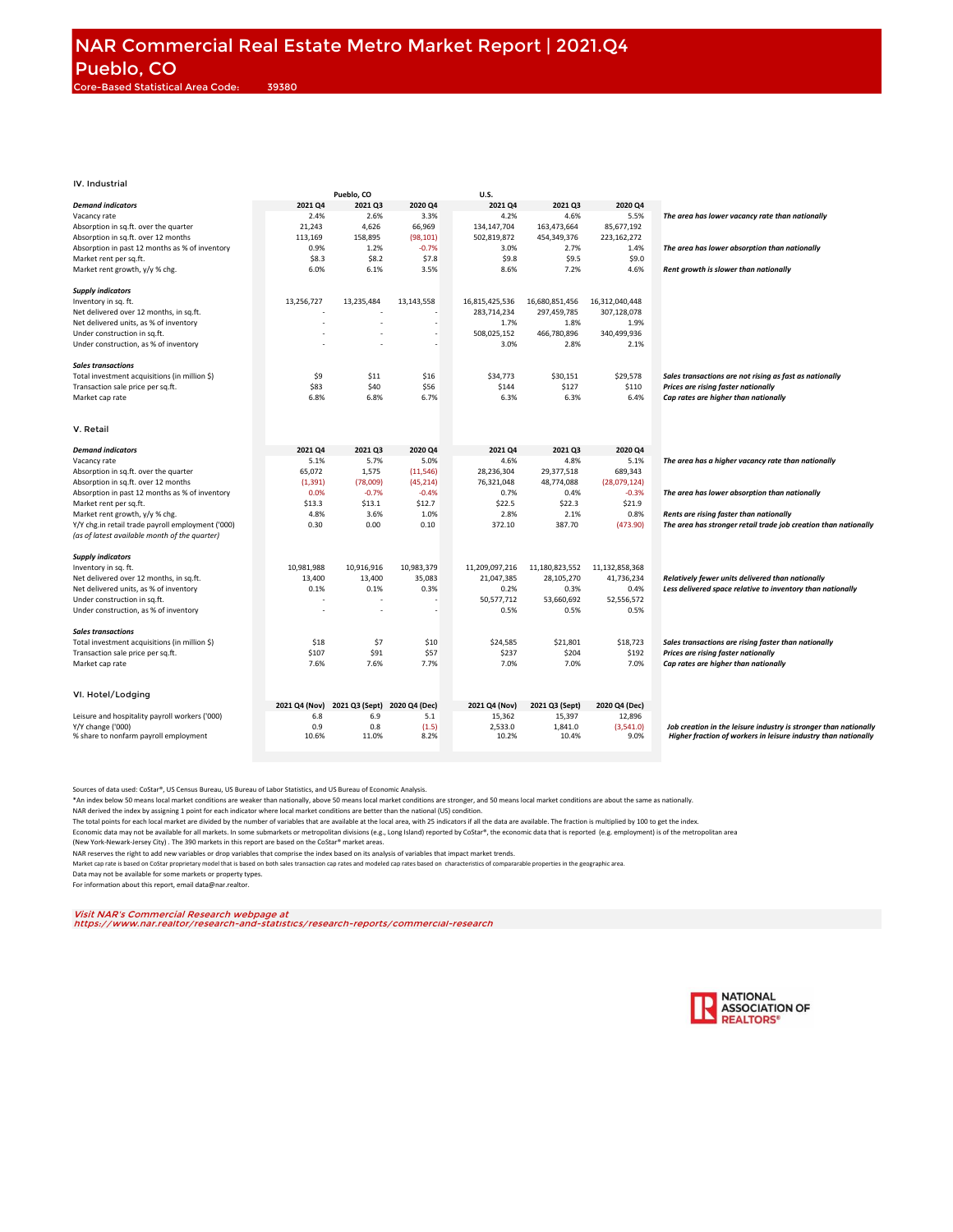# NAR Commercial Real Estate Metro Market Report | 2021.Q4

## Pueblo, CO

Core-Based Statistical Area Code: 39380

### IV. Industrial

| | Pueblo, CO | | | U.S. | | | |
|---|---|---|---|---|---|---|---|
| ***Demand indicators*** | **2021 Q4** | **2021 Q3** | **2020 Q4** | **2021 Q4** | **2021 Q3** | **2020 Q4** | |
| Vacancy rate | 2.4% | 2.6% | 3.3% | 4.2% | 4.6% | 5.5% | ***The area has lower vacancy rate than nationally*** |
| Absorption in sq.ft. over the quarter | 21,243 | 4,626 | 66,969 | 134,147,704 | 163,473,664 | 85,677,192 | |
| Absorption in sq.ft. over 12 months | 113,169 | 158,895 | (98,101) | 502,819,872 | 454,349,376 | 223,162,272 | |
| Absorption in past 12 months as % of inventory | 0.9% | 1.2% | -0.7% | 3.0% | 2.7% | 1.4% | ***The area has lower absorption than nationally*** |
| Market rent per sq.ft. | $8.3 | $8.2 | $7.8 | $9.8 | $9.5 | $9.0 | |
| Market rent growth, y/y % chg. | 6.0% | 6.1% | 3.5% | 8.6% | 7.2% | 4.6% | ***Rent growth is slower than nationally*** |
| | | | | | | | |
| ***Supply indicators*** | | | | | | | |
| Inventory in sq. ft. | 13,256,727 | 13,235,484 | 13,143,558 | 16,815,425,536 | 16,680,851,456 | 16,312,040,448 | |
| Net delivered over 12 months, in sq.ft. | - | - | - | 283,714,234 | 297,459,785 | 307,128,078 | |
| Net delivered units, as % of inventory | - | - | - | 1.7% | 1.8% | 1.9% | |
| Under construction in sq.ft. | - | - | - | 508,025,152 | 466,780,896 | 340,499,936 | |
| Under construction, as % of inventory | - | - | - | 3.0% | 2.8% | 2.1% | |
| | | | | | | | |
| ***Sales transactions*** | | | | | | | |
| Total investment acquisitions (in million $) | $9 | $11 | $16 | $34,773 | $30,151 | $29,578 | ***Sales transactions are not rising as fast as nationally*** |
| Transaction sale price per sq.ft. | $83 | $40 | $56 | $144 | $127 | $110 | ***Prices are rising faster nationally*** |
| Market cap rate | 6.8% | 6.8% | 6.7% | 6.3% | 6.3% | 6.4% | ***Cap rates are higher than nationally*** |

### V. Retail

| ***Demand indicators*** | **2021 Q4** | **2021 Q3** | **2020 Q4** | **2021 Q4** | **2021 Q3** | **2020 Q4** | |
|---|---|---|---|---|---|---|---|
| Vacancy rate | 5.1% | 5.7% | 5.0% | 4.6% | 4.8% | 5.1% | ***The area has a higher vacancy rate than nationally*** |
| Absorption in sq.ft. over the quarter | 65,072 | 1,575 | (11,546) | 28,236,304 | 29,377,518 | 689,343 | |
| Absorption in sq.ft. over 12 months | (1,391) | (78,009) | (45,214) | 76,321,048 | 48,774,088 | (28,079,124) | |
| Absorption in past 12 months as % of inventory | 0.0% | -0.7% | -0.4% | 0.7% | 0.4% | -0.3% | ***The area has lower absorption than nationally*** |
| Market rent per sq.ft. | $13.3 | $13.1 | $12.7 | $22.5 | $22.3 | $21.9 | |
| Market rent growth, y/y % chg. | 4.8% | 3.6% | 1.0% | 2.8% | 2.1% | 0.8% | ***Rents are rising faster than nationally*** |
| Y/Y chg.in retail trade payroll employment ('000) *(as of latest available month of the quarter)* | 0.30 | 0.00 | 0.10 | 372.10 | 387.70 | (473.90) | ***The area has stronger retail trade job creation than nationally*** |
| | | | | | | | |
| ***Supply indicators*** | | | | | | | |
| Inventory in sq. ft. | 10,981,988 | 10,916,916 | 10,983,379 | 11,209,097,216 | 11,180,823,552 | 11,132,858,368 | |
| Net delivered over 12 months, in sq.ft. | 13,400 | 13,400 | 35,083 | 21,047,385 | 28,105,270 | 41,736,234 | ***Relatively fewer units delivered than nationally*** |
| Net delivered units, as % of inventory | 0.1% | 0.1% | 0.3% | 0.2% | 0.3% | 0.4% | ***Less delivered space relative to inventory than nationally*** |
| Under construction in sq.ft. | - | - | - | 50,577,712 | 53,660,692 | 52,556,572 | |
| Under construction, as % of inventory | - | - | - | 0.5% | 0.5% | 0.5% | |
| | | | | | | | |
| ***Sales transactions*** | | | | | | | |
| Total investment acquisitions (in million $) | $18 | $7 | $10 | $24,585 | $21,801 | $18,723 | ***Sales transactions are rising faster than nationally*** |
| Transaction sale price per sq.ft. | $107 | $91 | $57 | $237 | $204 | $192 | ***Prices are rising faster nationally*** |
| Market cap rate | 7.6% | 7.6% | 7.7% | 7.0% | 7.0% | 7.0% | ***Cap rates are higher than nationally*** |

### VI. Hotel/Lodging

| | **2021 Q4 (Nov)** | **2021 Q3 (Sept)** | **2020 Q4 (Dec)** | **2021 Q4 (Nov)** | **2021 Q3 (Sept)** | **2020 Q4 (Dec)** | |
|---|---|---|---|---|---|---|---|
| Leisure and hospitality payroll workers ('000) | 6.8 | 6.9 | 5.1 | 15,362 | 15,397 | 12,896 | |
| Y/Y change ('000) | 0.9 | 0.8 | (1.5) | 2,533.0 | 1,841.0 | (3,541.0) | ***Job creation in the leisure industry is stronger than nationally*** |
| % share to nonfarm payroll employment | 10.6% | 11.0% | 8.2% | 10.2% | 10.4% | 9.0% | ***Higher fraction of workers in leisure industry than nationally*** |

Sources of data used: CoStar®, US Census Bureau, US Bureau of Labor Statistics, and US Bureau of Economic Analysis.

*An index below 50 means local market conditions are weaker than nationally, above 50 means local market conditions are stronger, and 50 means local market conditions are about the same as nationally.

NAR derived the index by assigning 1 point for each indicator where local market conditions are better than the national (US) condition.

The total points for each local market are divided by the number of variables that are available at the local area, with 25 indicators if all the data are available. The fraction is multiplied by 100 to get the index.

Economic data may not be available for all markets. In some submarkets or metropolitan divisions (e.g., Long Island) reported by CoStar®, the economic data that is reported (e.g. employment) is of the metropolitan area (New York-Newark-Jersey City) . The 390 markets in this report are based on the CoStar® market areas.

NAR reserves the right to add new variables or drop variables that comprise the index based on its analysis of variables that impact market trends.

Market cap rate is based on CoStar proprietary model that is based on both sales transaction cap rates and modeled cap rates based on characteristics of compararable properties in the geographic area.

Data may not be available for some markets or property types.

For information about this report, email data@nar.realtor.

*Visit NAR's Commercial Research webpage at https://www.nar.realtor/research-and-statistics/research-reports/commercial-research*

NATIONAL ASSOCIATION OF REALTORS®